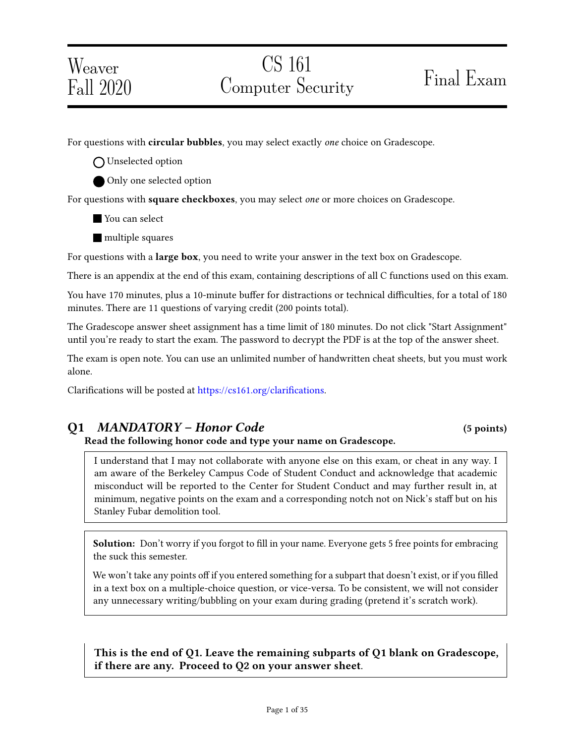Weaver
Fall 2020

# CS 161 Computer Security

# Final Exam

For questions with **circular bubbles**, you may select exactly *one* choice on Gradescope.

◯ Unselected option

⬤ Only one selected option

For questions with **square checkboxes**, you may select *one* or more choices on Gradescope.

■ You can select

■ multiple squares

For questions with a **large box**, you need to write your answer in the text box on Gradescope.

There is an appendix at the end of this exam, containing descriptions of all C functions used on this exam.

You have 170 minutes, plus a 10-minute buffer for distractions or technical difficulties, for a total of 180 minutes. There are 11 questions of varying credit (200 points total).

The Gradescope answer sheet assignment has a time limit of 180 minutes. Do not click "Start Assignment" until you're ready to start the exam. The password to decrypt the PDF is at the top of the answer sheet.

The exam is open note. You can use an unlimited number of handwritten cheat sheets, but you must work alone.

Clarifications will be posted at https://cs161.org/clarifications.

## Q1 *MANDATORY – Honor Code* (5 points)

**Read the following honor code and type your name on Gradescope.**

I understand that I may not collaborate with anyone else on this exam, or cheat in any way. I am aware of the Berkeley Campus Code of Student Conduct and acknowledge that academic misconduct will be reported to the Center for Student Conduct and may further result in, at minimum, negative points on the exam and a corresponding notch not on Nick's staff but on his Stanley Fubar demolition tool.

**Solution:** Don't worry if you forgot to fill in your name. Everyone gets 5 free points for embracing the suck this semester.

We won't take any points off if you entered something for a subpart that doesn't exist, or if you filled in a text box on a multiple-choice question, or vice-versa. To be consistent, we will not consider any unnecessary writing/bubbling on your exam during grading (pretend it's scratch work).

**This is the end of Q1. Leave the remaining subparts of Q1 blank on Gradescope, if there are any. Proceed to Q2 on your answer sheet**.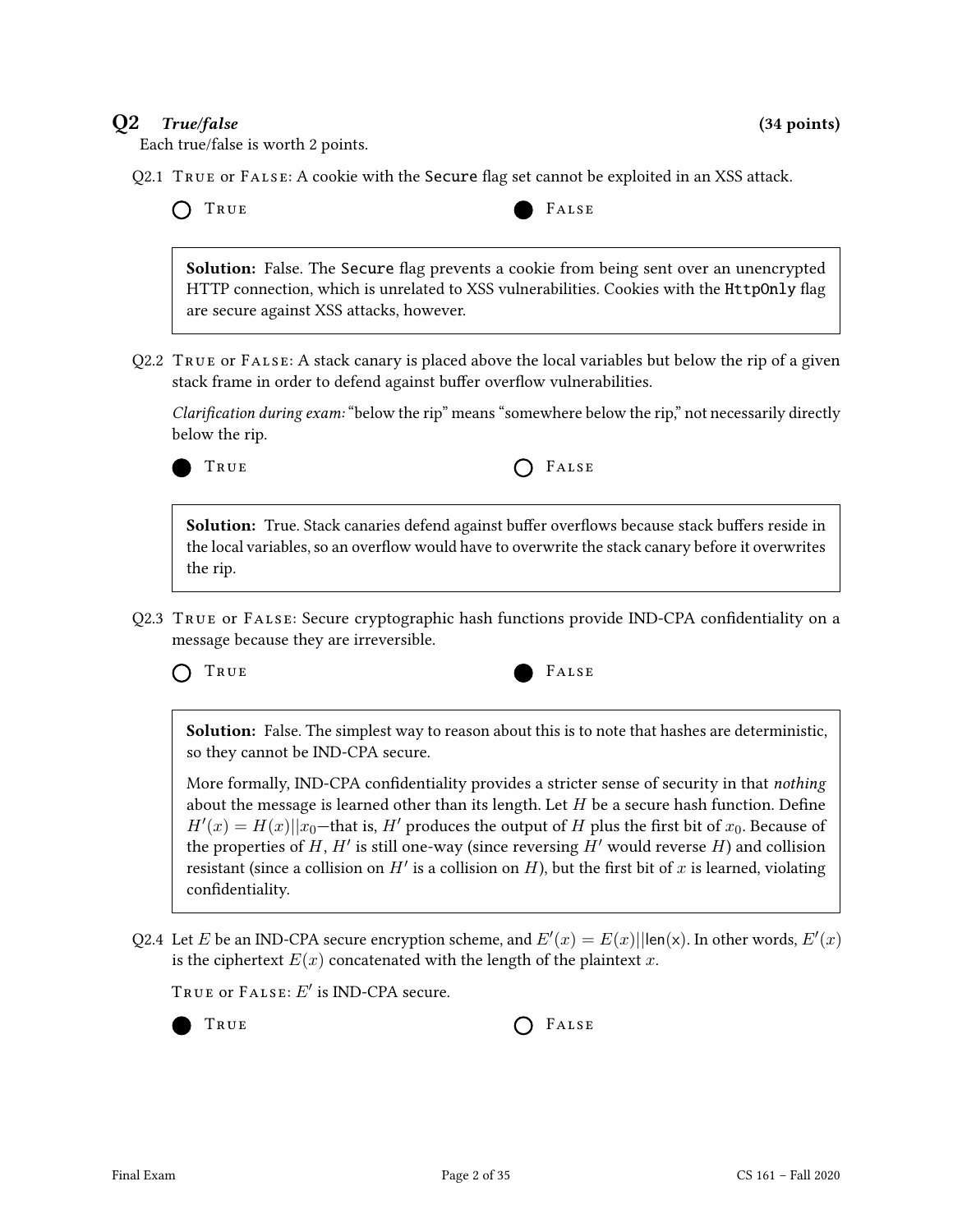## Q2 *True/false* (34 points)

Each true/false is worth 2 points.

Q2.1 True or False: A cookie with the Secure flag set cannot be exploited in an XSS attack.

○ True ● False

> **Solution:** False. The Secure flag prevents a cookie from being sent over an unencrypted HTTP connection, which is unrelated to XSS vulnerabilities. Cookies with the HttpOnly flag are secure against XSS attacks, however.

Q2.2 True or False: A stack canary is placed above the local variables but below the rip of a given stack frame in order to defend against buffer overflow vulnerabilities.

*Clarification during exam:* "below the rip" means "somewhere below the rip," not necessarily directly below the rip.

● True ○ False

> **Solution:** True. Stack canaries defend against buffer overflows because stack buffers reside in the local variables, so an overflow would have to overwrite the stack canary before it overwrites the rip.

Q2.3 True or False: Secure cryptographic hash functions provide IND-CPA confidentiality on a message because they are irreversible.

○ True ● False

> **Solution:** False. The simplest way to reason about this is to note that hashes are deterministic, so they cannot be IND-CPA secure.
>
> More formally, IND-CPA confidentiality provides a stricter sense of security in that *nothing* about the message is learned other than its length. Let $H$ be a secure hash function. Define $H'(x) = H(x)||x_0$—that is, $H'$ produces the output of $H$ plus the first bit of $x_0$. Because of the properties of $H$, $H'$ is still one-way (since reversing $H'$ would reverse $H$) and collision resistant (since a collision on $H'$ is a collision on $H$), but the first bit of $x$ is learned, violating confidentiality.

Q2.4 Let $E$ be an IND-CPA secure encryption scheme, and $E'(x) = E(x)||\text{len}(x)$. In other words, $E'(x)$ is the ciphertext $E(x)$ concatenated with the length of the plaintext $x$.

True or False: $E'$ is IND-CPA secure.

● True ○ False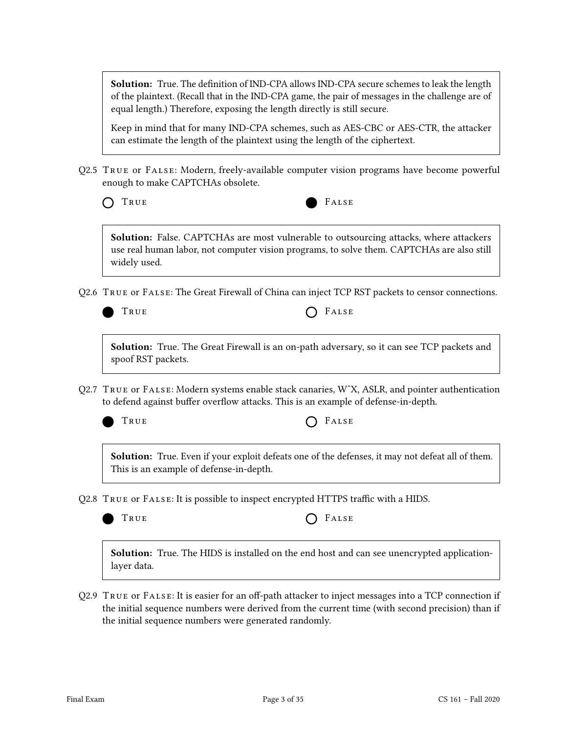**Solution:** True. The definition of IND-CPA allows IND-CPA secure schemes to leak the length of the plaintext. (Recall that in the IND-CPA game, the pair of messages in the challenge are of equal length.) Therefore, exposing the length directly is still secure.

Keep in mind that for many IND-CPA schemes, such as AES-CBC or AES-CTR, the attacker can estimate the length of the plaintext using the length of the ciphertext.

Q2.5 TRUE or FALSE: Modern, freely-available computer vision programs have become powerful enough to make CAPTCHAs obsolete.

○ TRUE ● FALSE

**Solution:** False. CAPTCHAs are most vulnerable to outsourcing attacks, where attackers use real human labor, not computer vision programs, to solve them. CAPTCHAs are also still widely used.

Q2.6 TRUE or FALSE: The Great Firewall of China can inject TCP RST packets to censor connections.

● TRUE ○ FALSE

**Solution:** True. The Great Firewall is an on-path adversary, so it can see TCP packets and spoof RST packets.

Q2.7 TRUE or FALSE: Modern systems enable stack canaries, W^X, ASLR, and pointer authentication to defend against buffer overflow attacks. This is an example of defense-in-depth.

● TRUE ○ FALSE

**Solution:** True. Even if your exploit defeats one of the defenses, it may not defeat all of them. This is an example of defense-in-depth.

Q2.8 TRUE or FALSE: It is possible to inspect encrypted HTTPS traffic with a HIDS.

● TRUE ○ FALSE

**Solution:** True. The HIDS is installed on the end host and can see unencrypted application-layer data.

Q2.9 TRUE or FALSE: It is easier for an off-path attacker to inject messages into a TCP connection if the initial sequence numbers were derived from the current time (with second precision) than if the initial sequence numbers were generated randomly.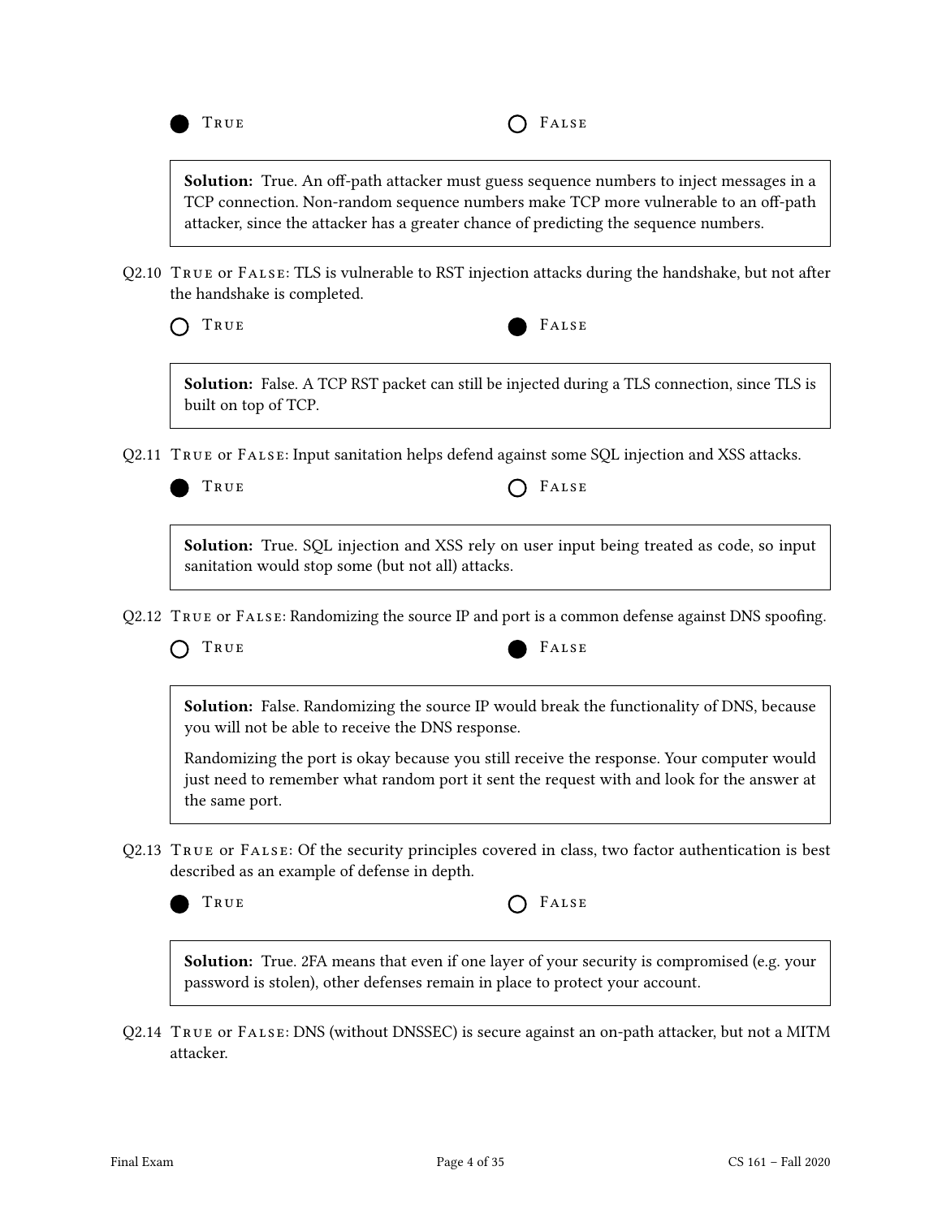● True ○ False

> **Solution:** True. An off-path attacker must guess sequence numbers to inject messages in a TCP connection. Non-random sequence numbers make TCP more vulnerable to an off-path attacker, since the attacker has a greater chance of predicting the sequence numbers.

Q2.10 True or False: TLS is vulnerable to RST injection attacks during the handshake, but not after the handshake is completed.

○ True ● False

> **Solution:** False. A TCP RST packet can still be injected during a TLS connection, since TLS is built on top of TCP.

Q2.11 True or False: Input sanitation helps defend against some SQL injection and XSS attacks.

● True ○ False

> **Solution:** True. SQL injection and XSS rely on user input being treated as code, so input sanitation would stop some (but not all) attacks.

Q2.12 True or False: Randomizing the source IP and port is a common defense against DNS spoofing.

○ True ● False

> **Solution:** False. Randomizing the source IP would break the functionality of DNS, because you will not be able to receive the DNS response.
>
> Randomizing the port is okay because you still receive the response. Your computer would just need to remember what random port it sent the request with and look for the answer at the same port.

Q2.13 True or False: Of the security principles covered in class, two factor authentication is best described as an example of defense in depth.

● True ○ False

> **Solution:** True. 2FA means that even if one layer of your security is compromised (e.g. your password is stolen), other defenses remain in place to protect your account.

Q2.14 True or False: DNS (without DNSSEC) is secure against an on-path attacker, but not a MITM attacker.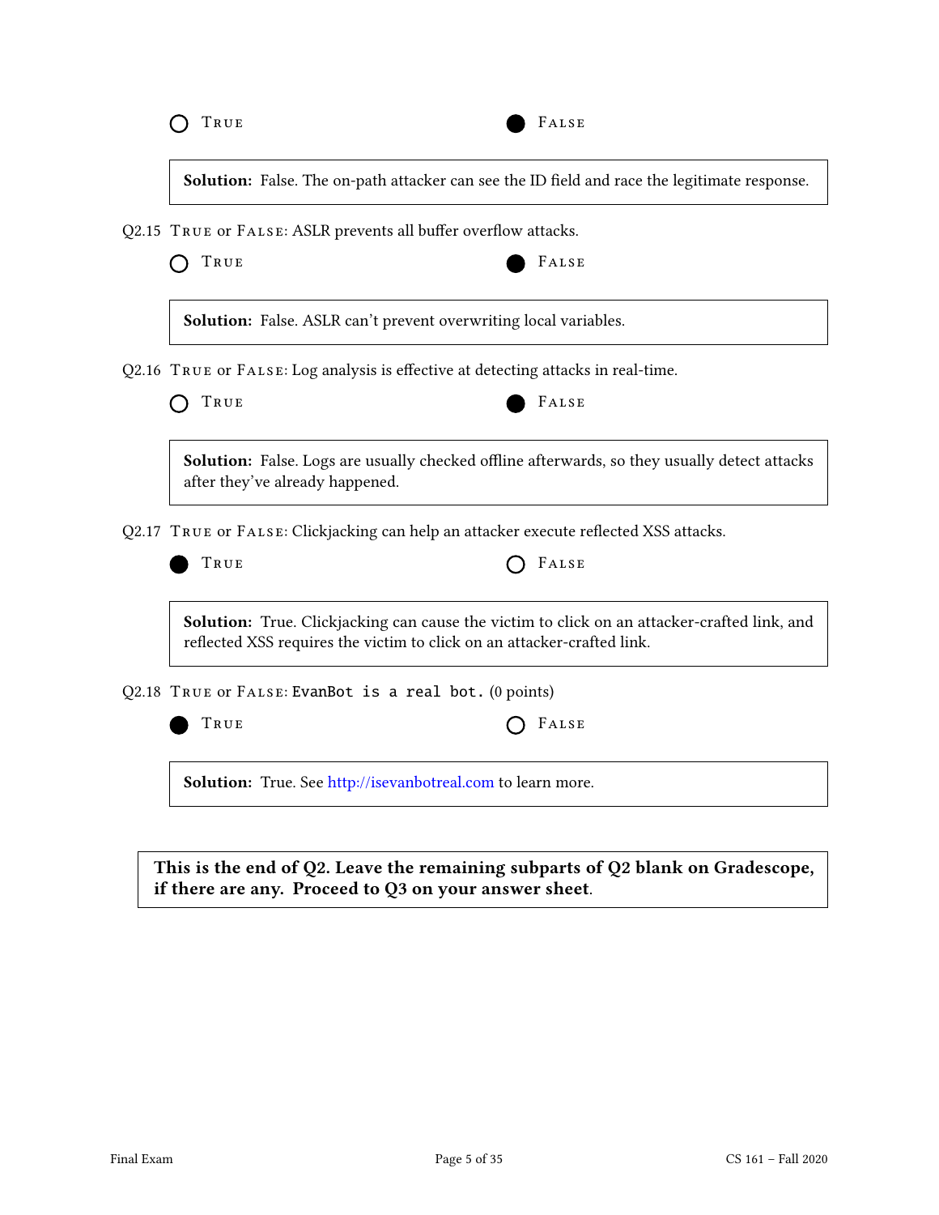○ TRUE ● FALSE

**Solution:** False. The on-path attacker can see the ID field and race the legitimate response.

Q2.15 TRUE or FALSE: ASLR prevents all buffer overflow attacks.

○ TRUE ● FALSE

**Solution:** False. ASLR can't prevent overwriting local variables.

Q2.16 TRUE or FALSE: Log analysis is effective at detecting attacks in real-time.

○ TRUE ● FALSE

**Solution:** False. Logs are usually checked offline afterwards, so they usually detect attacks after they've already happened.

Q2.17 TRUE or FALSE: Clickjacking can help an attacker execute reflected XSS attacks.

● TRUE ○ FALSE

**Solution:** True. Clickjacking can cause the victim to click on an attacker-crafted link, and reflected XSS requires the victim to click on an attacker-crafted link.

Q2.18 TRUE or FALSE: `EvanBot is a real bot.` (0 points)

● TRUE ○ FALSE

**Solution:** True. See http://isevanbotreal.com to learn more.

**This is the end of Q2. Leave the remaining subparts of Q2 blank on Gradescope, if there are any. Proceed to Q3 on your answer sheet.**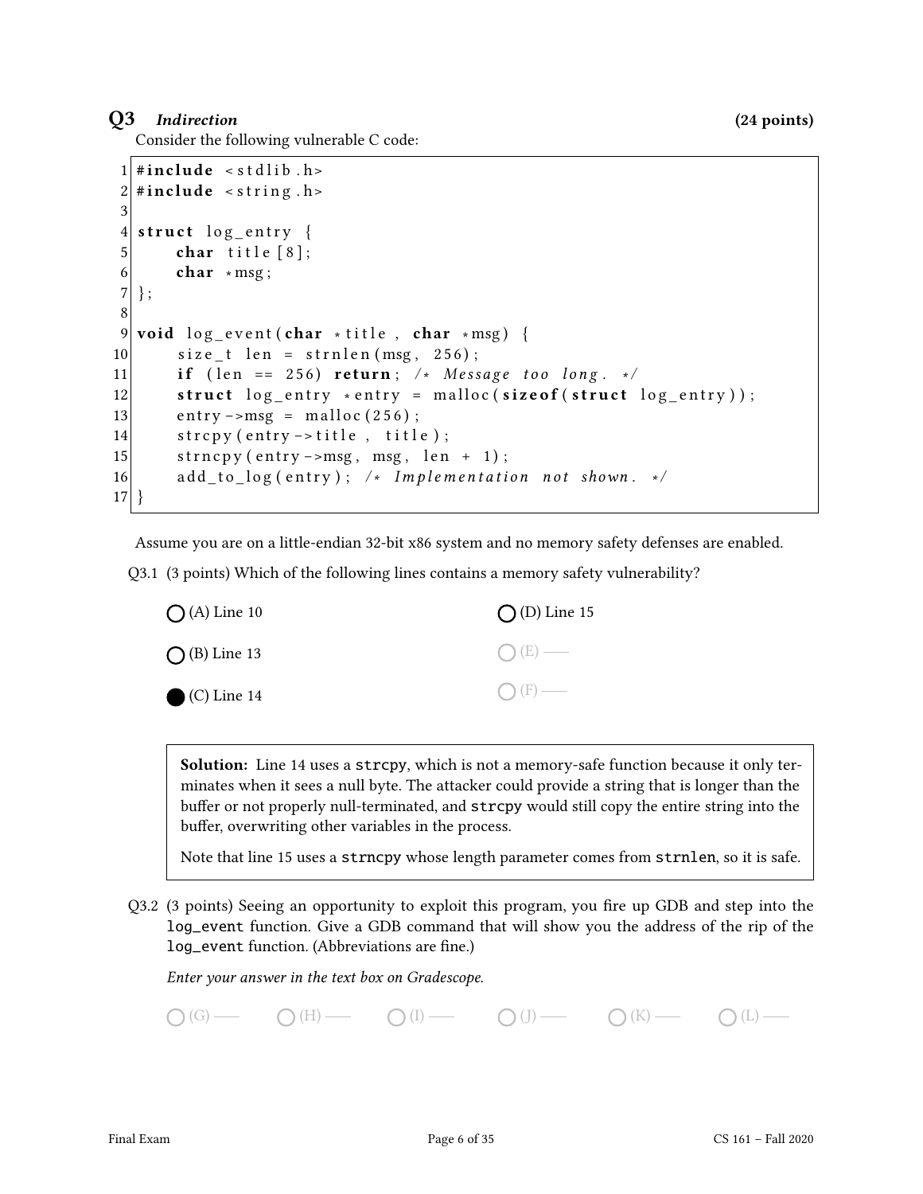## Q3 *Indirection* (24 points)

Consider the following vulnerable C code:

```
1  #include <stdlib.h>
2  #include <string.h>
3
4  struct log_entry {
5      char title[8];
6      char *msg;
7  };
8
9  void log_event(char *title, char *msg) {
10     size_t len = strnlen(msg, 256);
11     if (len == 256) return; /* Message too long. */
12     struct log_entry *entry = malloc(sizeof(struct log_entry));
13     entry->msg = malloc(256);
14     strcpy(entry->title, title);
15     strncpy(entry->msg, msg, len + 1);
16     add_to_log(entry); /* Implementation not shown. */
17 }
```

Assume you are on a little-endian 32-bit x86 system and no memory safety defenses are enabled.

Q3.1 (3 points) Which of the following lines contains a memory safety vulnerability?

- ◯ (A) Line 10
- ◯ (B) Line 13
- ● (C) Line 14
- ◯ (D) Line 15
- ◯ (E) ——
- ◯ (F) ——

> **Solution:** Line 14 uses a `strcpy`, which is not a memory-safe function because it only terminates when it sees a null byte. The attacker could provide a string that is longer than the buffer or not properly null-terminated, and `strcpy` would still copy the entire string into the buffer, overwriting other variables in the process.
>
> Note that line 15 uses a `strncpy` whose length parameter comes from `strnlen`, so it is safe.

Q3.2 (3 points) Seeing an opportunity to exploit this program, you fire up GDB and step into the `log_event` function. Give a GDB command that will show you the address of the rip of the `log_event` function. (Abbreviations are fine.)

*Enter your answer in the text box on Gradescope.*

◯ (G) —— ◯ (H) —— ◯ (I) —— ◯ (J) —— ◯ (K) —— ◯ (L) ——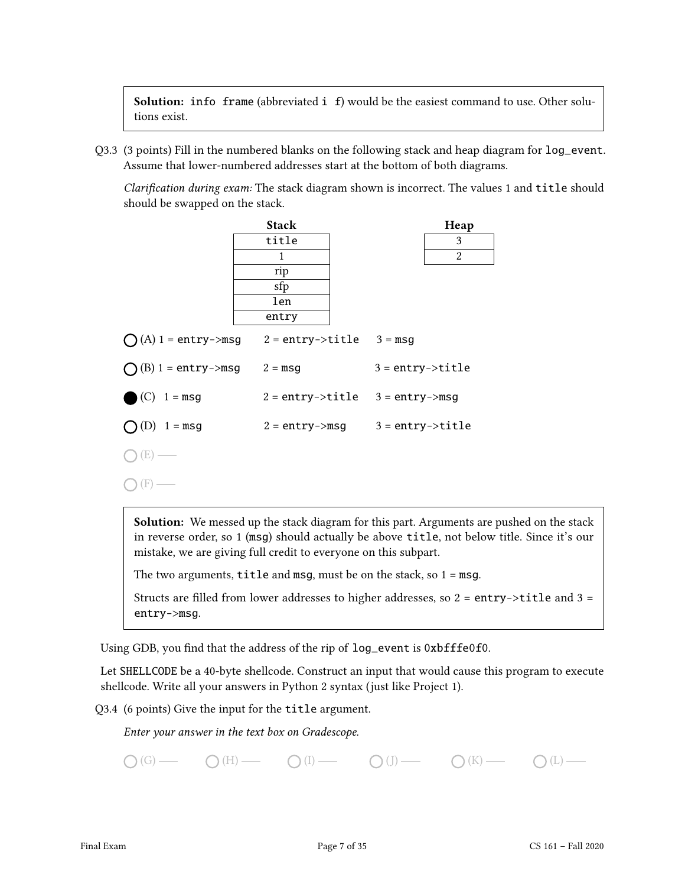**Solution:** `info frame` (abbreviated `i f`) would be the easiest command to use. Other solutions exist.

Q3.3 (3 points) Fill in the numbered blanks on the following stack and heap diagram for `log_event`. Assume that lower-numbered addresses start at the bottom of both diagrams.

*Clarification during exam:* The stack diagram shown is incorrect. The values 1 and `title` should should be swapped on the stack.

| Stack |
|---|
| title |
| 1 |
| rip |
| sfp |
| len |
| entry |

| Heap |
|---|
| 3 |
| 2 |

○ (A) 1 = `entry->msg` 2 = `entry->title` 3 = `msg`

○ (B) 1 = `entry->msg` 2 = `msg` 3 = `entry->title`

● (C) 1 = `msg` 2 = `entry->title` 3 = `entry->msg`

○ (D) 1 = `msg` 2 = `entry->msg` 3 = `entry->title`

○ (E) —

○ (F) —

**Solution:** We messed up the stack diagram for this part. Arguments are pushed on the stack in reverse order, so 1 (`msg`) should actually be above `title`, not below title. Since it's our mistake, we are giving full credit to everyone on this subpart.

The two arguments, `title` and `msg`, must be on the stack, so 1 = `msg`.

Structs are filled from lower addresses to higher addresses, so 2 = `entry->title` and 3 = `entry->msg`.

Using GDB, you find that the address of the rip of `log_event` is `0xbfffe0f0`.

Let `SHELLCODE` be a 40-byte shellcode. Construct an input that would cause this program to execute shellcode. Write all your answers in Python 2 syntax (just like Project 1).

Q3.4 (6 points) Give the input for the `title` argument.

*Enter your answer in the text box on Gradescope.*

○ (G) — ○ (H) — ○ (I) — ○ (J) — ○ (K) — ○ (L) —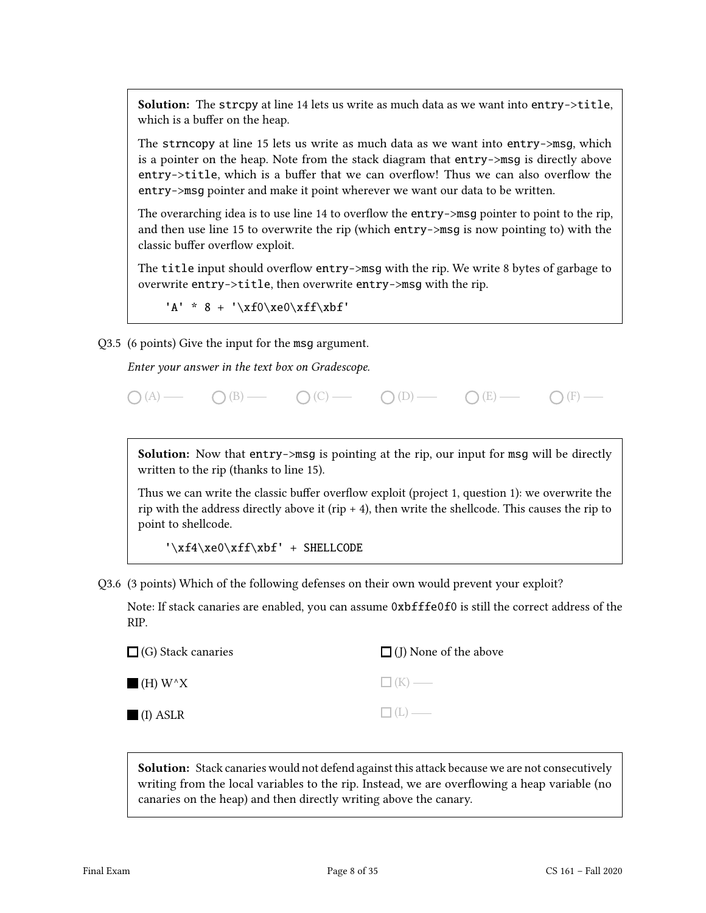**Solution:** The strcpy at line 14 lets us write as much data as we want into entry->title, which is a buffer on the heap.

The strncopy at line 15 lets us write as much data as we want into entry->msg, which is a pointer on the heap. Note from the stack diagram that entry->msg is directly above entry->title, which is a buffer that we can overflow! Thus we can also overflow the entry->msg pointer and make it point wherever we want our data to be written.

The overarching idea is to use line 14 to overflow the entry->msg pointer to point to the rip, and then use line 15 to overwrite the rip (which entry->msg is now pointing to) with the classic buffer overflow exploit.

The title input should overflow entry->msg with the rip. We write 8 bytes of garbage to overwrite entry->title, then overwrite entry->msg with the rip.

```
'A' * 8 + '\xf0\xe0\xff\xbf'
```

Q3.5 (6 points) Give the input for the msg argument.

*Enter your answer in the text box on Gradescope.*

○ (A) —— ○ (B) —— ○ (C) —— ○ (D) —— ○ (E) —— ○ (F) ——

**Solution:** Now that entry->msg is pointing at the rip, our input for msg will be directly written to the rip (thanks to line 15).

Thus we can write the classic buffer overflow exploit (project 1, question 1): we overwrite the rip with the address directly above it (rip + 4), then write the shellcode. This causes the rip to point to shellcode.

```
'\xf4\xe0\xff\xbf' + SHELLCODE
```

Q3.6 (3 points) Which of the following defenses on their own would prevent your exploit?

Note: If stack canaries are enabled, you can assume 0xbfffe0f0 is still the correct address of the RIP.

☐ (G) Stack canaries

■ (H) W^X

■ (I) ASLR

☐ (J) None of the above

☐ (K) ——

☐ (L) ——

**Solution:** Stack canaries would not defend against this attack because we are not consecutively writing from the local variables to the rip. Instead, we are overflowing a heap variable (no canaries on the heap) and then directly writing above the canary.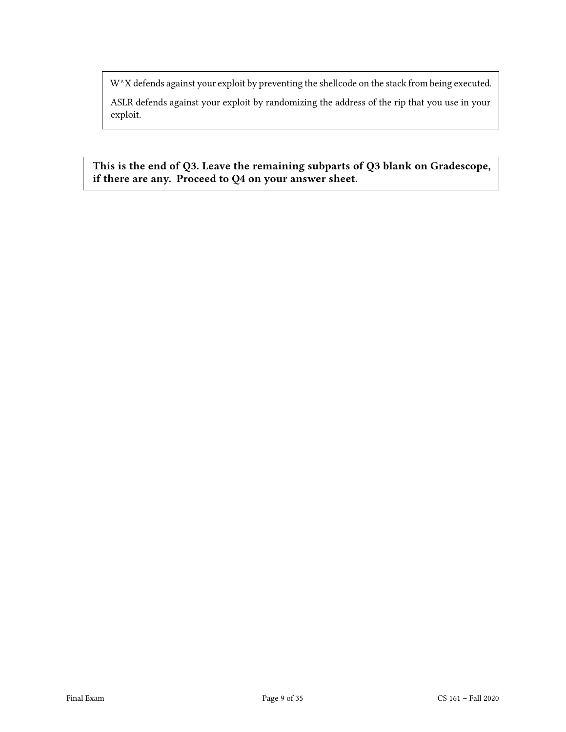W^X defends against your exploit by preventing the shellcode on the stack from being executed.

ASLR defends against your exploit by randomizing the address of the rip that you use in your exploit.

**This is the end of Q3. Leave the remaining subparts of Q3 blank on Gradescope, if there are any. Proceed to Q4 on your answer sheet**.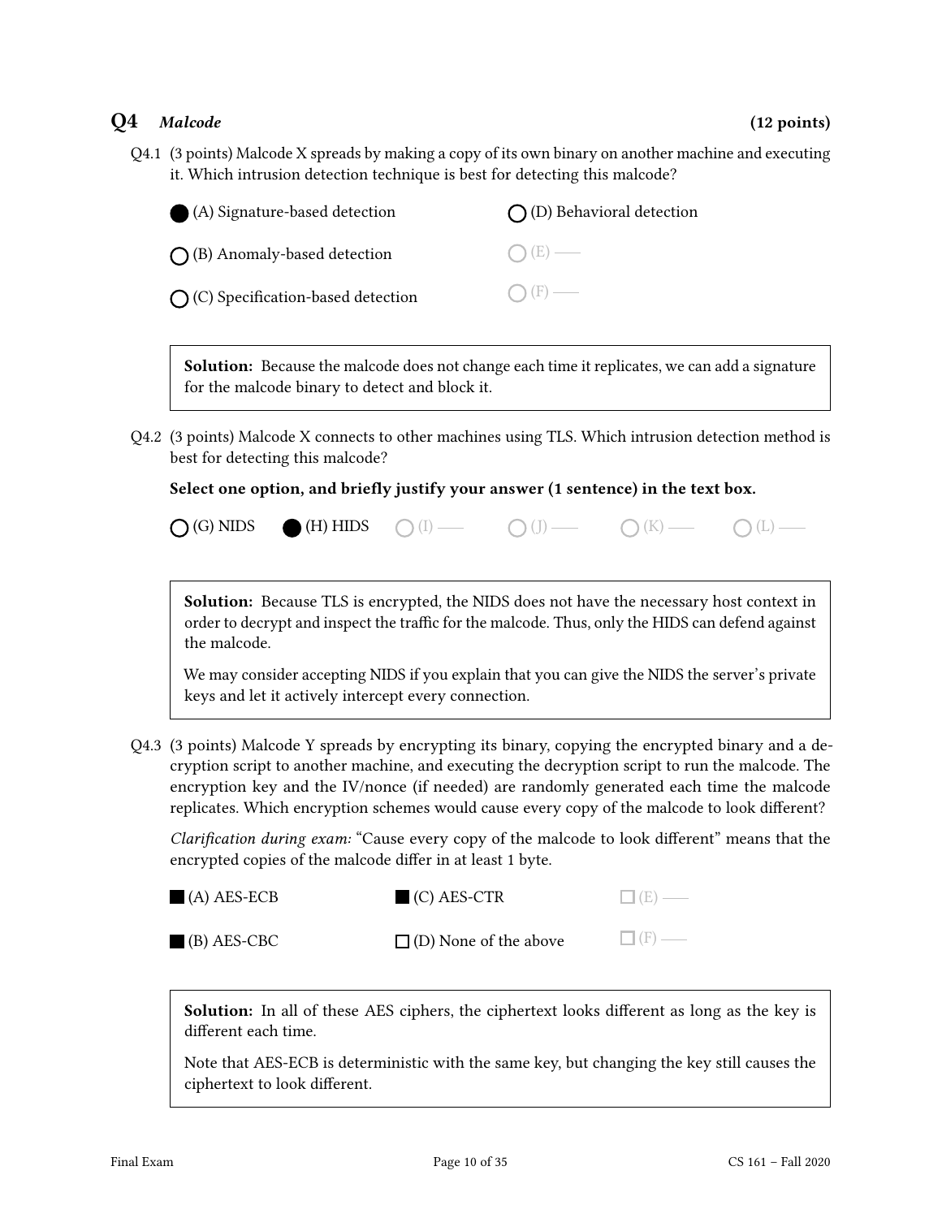## Q4 *Malcode* (12 points)

Q4.1 (3 points) Malcode X spreads by making a copy of its own binary on another machine and executing it. Which intrusion detection technique is best for detecting this malcode?

- ● (A) Signature-based detection
- ○ (B) Anomaly-based detection
- ○ (C) Specification-based detection
- ○ (D) Behavioral detection
- ○ (E) ——
- ○ (F) ——

**Solution:** Because the malcode does not change each time it replicates, we can add a signature for the malcode binary to detect and block it.

Q4.2 (3 points) Malcode X connects to other machines using TLS. Which intrusion detection method is best for detecting this malcode?

**Select one option, and briefly justify your answer (1 sentence) in the text box.**

○ (G) NIDS ● (H) HIDS ○ (I) —— ○ (J) —— ○ (K) —— ○ (L) ——

**Solution:** Because TLS is encrypted, the NIDS does not have the necessary host context in order to decrypt and inspect the traffic for the malcode. Thus, only the HIDS can defend against the malcode.

We may consider accepting NIDS if you explain that you can give the NIDS the server's private keys and let it actively intercept every connection.

Q4.3 (3 points) Malcode Y spreads by encrypting its binary, copying the encrypted binary and a decryption script to another machine, and executing the decryption script to run the malcode. The encryption key and the IV/nonce (if needed) are randomly generated each time the malcode replicates. Which encryption schemes would cause every copy of the malcode to look different?

*Clarification during exam:* "Cause every copy of the malcode to look different" means that the encrypted copies of the malcode differ in at least 1 byte.

- ■ (A) AES-ECB
- ■ (B) AES-CBC
- ■ (C) AES-CTR
- □ (D) None of the above
- □ (E) ——
- □ (F) ——

**Solution:** In all of these AES ciphers, the ciphertext looks different as long as the key is different each time.

Note that AES-ECB is deterministic with the same key, but changing the key still causes the ciphertext to look different.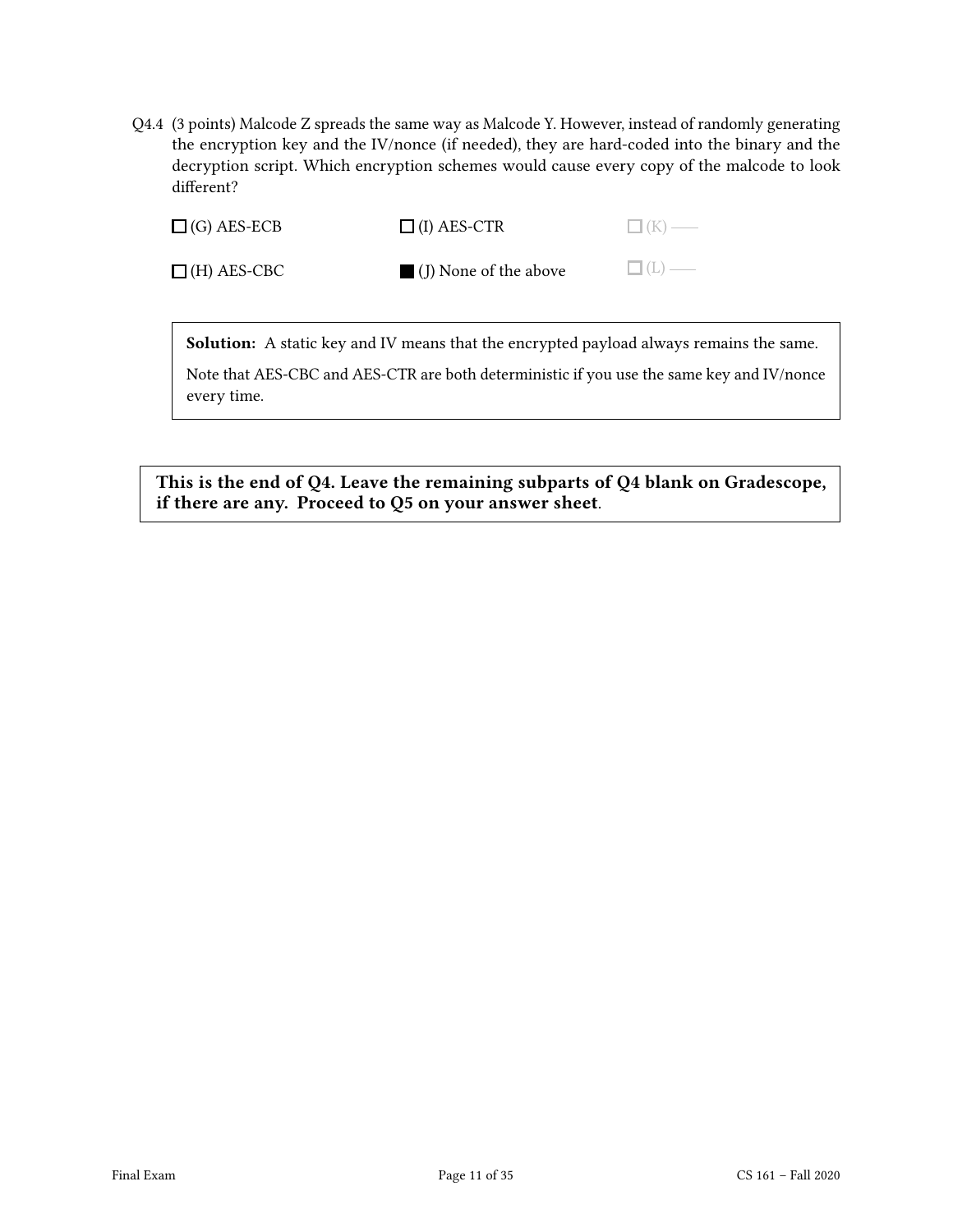Q4.4 (3 points) Malcode Z spreads the same way as Malcode Y. However, instead of randomly generating the encryption key and the IV/nonce (if needed), they are hard-coded into the binary and the decryption script. Which encryption schemes would cause every copy of the malcode to look different?

- ☐ (G) AES-ECB
- ☐ (H) AES-CBC
- ☐ (I) AES-CTR
- ■ (J) None of the above
- ☐ (K) ——
- ☐ (L) ——

> **Solution:** A static key and IV means that the encrypted payload always remains the same.
>
> Note that AES-CBC and AES-CTR are both deterministic if you use the same key and IV/nonce every time.

**This is the end of Q4. Leave the remaining subparts of Q4 blank on Gradescope, if there are any. Proceed to Q5 on your answer sheet**.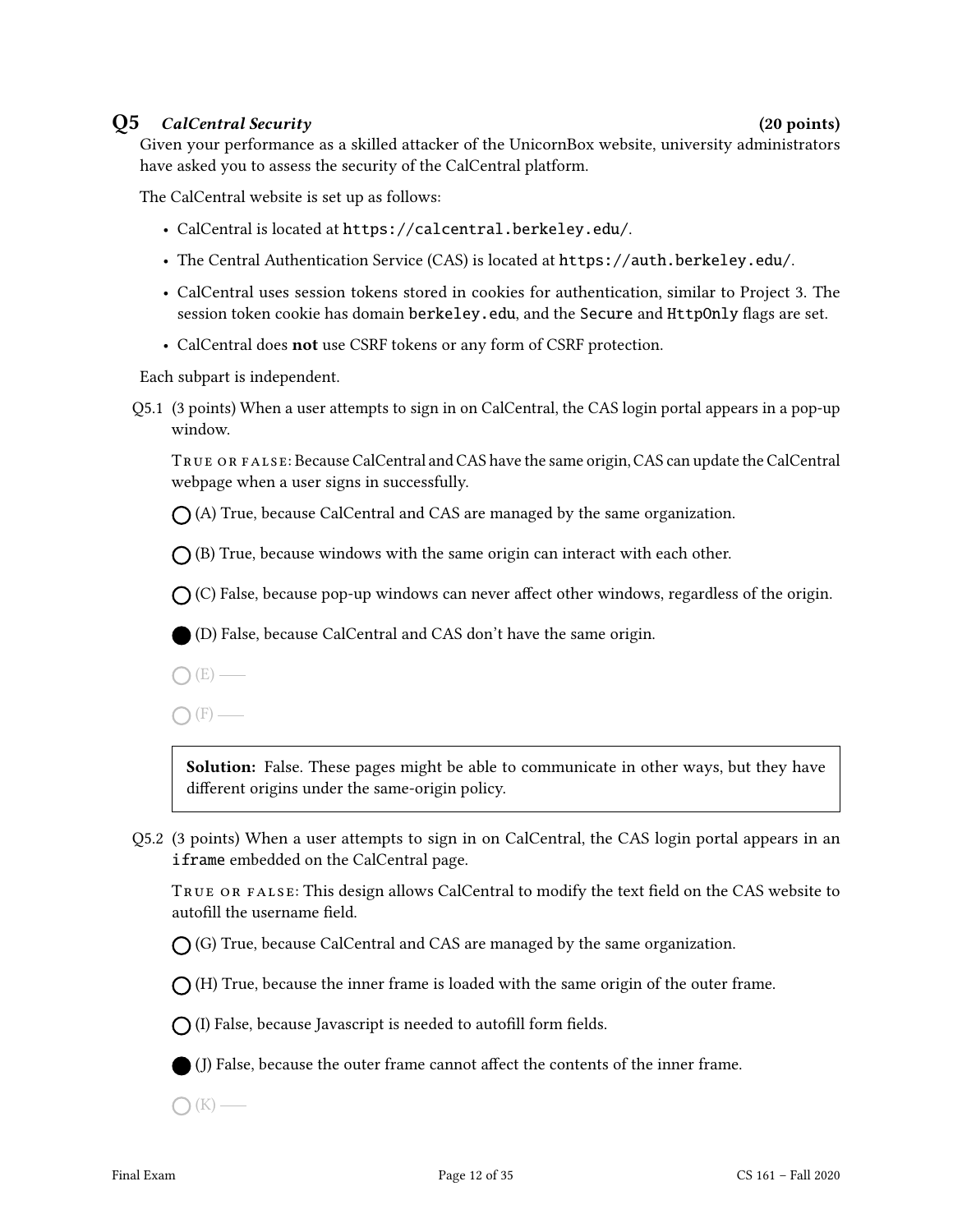## Q5 *CalCentral Security* (20 points)

Given your performance as a skilled attacker of the UnicornBox website, university administrators have asked you to assess the security of the CalCentral platform.

The CalCentral website is set up as follows:

- CalCentral is located at `https://calcentral.berkeley.edu/`.
- The Central Authentication Service (CAS) is located at `https://auth.berkeley.edu/`.
- CalCentral uses session tokens stored in cookies for authentication, similar to Project 3. The session token cookie has domain `berkeley.edu`, and the `Secure` and `HttpOnly` flags are set.
- CalCentral does **not** use CSRF tokens or any form of CSRF protection.

Each subpart is independent.

Q5.1 (3 points) When a user attempts to sign in on CalCentral, the CAS login portal appears in a pop-up window.

True or false: Because CalCentral and CAS have the same origin, CAS can update the CalCentral webpage when a user signs in successfully.

○ (A) True, because CalCentral and CAS are managed by the same organization.

○ (B) True, because windows with the same origin can interact with each other.

○ (C) False, because pop-up windows can never affect other windows, regardless of the origin.

● (D) False, because CalCentral and CAS don't have the same origin.

○ (E) ——

○ (F) ——

> **Solution:** False. These pages might be able to communicate in other ways, but they have different origins under the same-origin policy.

Q5.2 (3 points) When a user attempts to sign in on CalCentral, the CAS login portal appears in an `iframe` embedded on the CalCentral page.

True or false: This design allows CalCentral to modify the text field on the CAS website to autofill the username field.

○ (G) True, because CalCentral and CAS are managed by the same organization.

○ (H) True, because the inner frame is loaded with the same origin of the outer frame.

○ (I) False, because Javascript is needed to autofill form fields.

● (J) False, because the outer frame cannot affect the contents of the inner frame.

○ (K) ——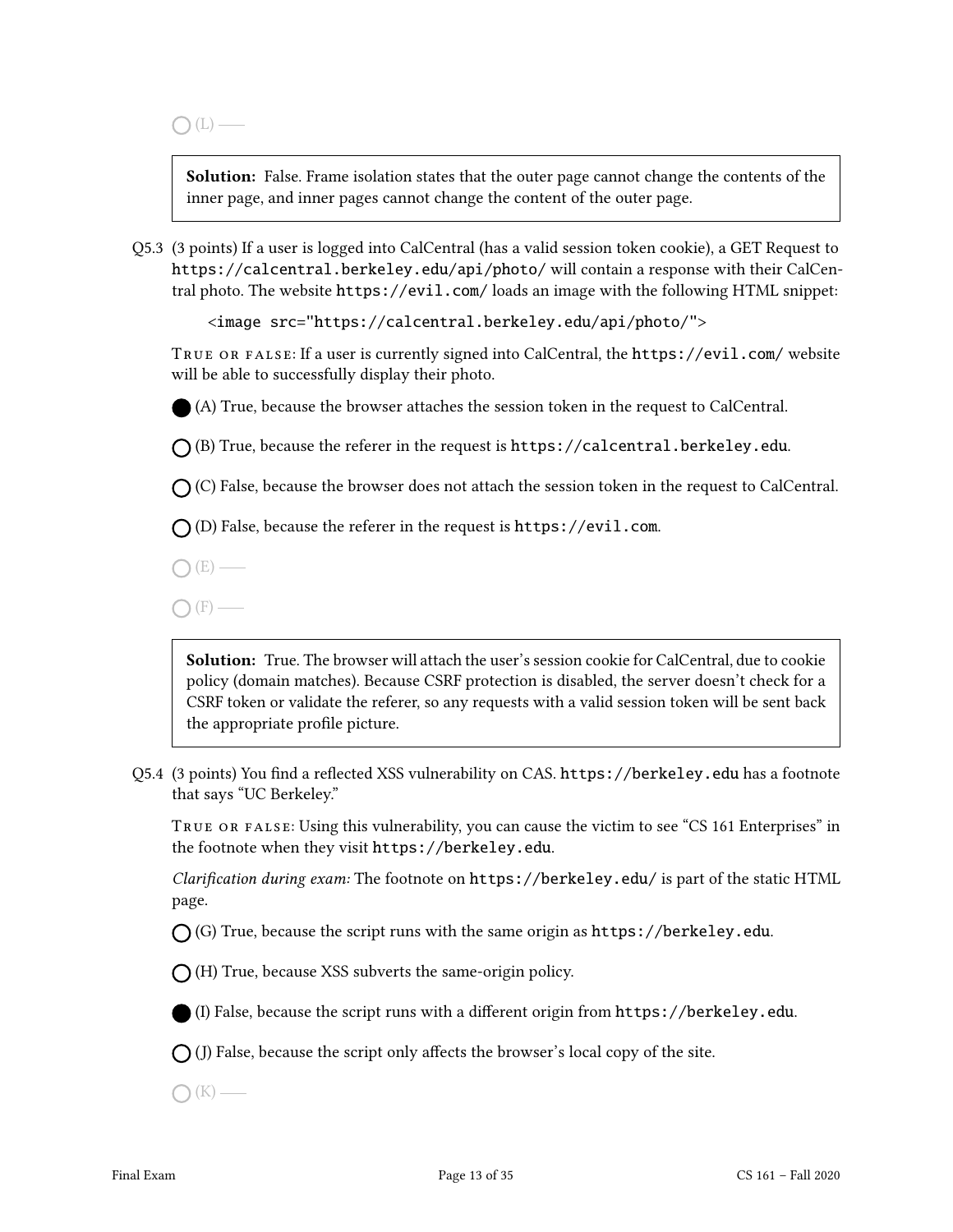◯ (L) —

> **Solution:** False. Frame isolation states that the outer page cannot change the contents of the inner page, and inner pages cannot change the content of the outer page.

Q5.3 (3 points) If a user is logged into CalCentral (has a valid session token cookie), a GET Request to `https://calcentral.berkeley.edu/api/photo/` will contain a response with their CalCentral photo. The website `https://evil.com/` loads an image with the following HTML snippet:

```
<image src="https://calcentral.berkeley.edu/api/photo/">
```

TRUE OR FALSE: If a user is currently signed into CalCentral, the `https://evil.com/` website will be able to successfully display their photo.

● (A) True, because the browser attaches the session token in the request to CalCentral.

◯ (B) True, because the referer in the request is `https://calcentral.berkeley.edu`.

◯ (C) False, because the browser does not attach the session token in the request to CalCentral.

◯ (D) False, because the referer in the request is `https://evil.com`.

◯ (E) —

◯ (F) —

> **Solution:** True. The browser will attach the user's session cookie for CalCentral, due to cookie policy (domain matches). Because CSRF protection is disabled, the server doesn't check for a CSRF token or validate the referer, so any requests with a valid session token will be sent back the appropriate profile picture.

Q5.4 (3 points) You find a reflected XSS vulnerability on CAS. `https://berkeley.edu` has a footnote that says "UC Berkeley."

TRUE OR FALSE: Using this vulnerability, you can cause the victim to see "CS 161 Enterprises" in the footnote when they visit `https://berkeley.edu`.

*Clarification during exam:* The footnote on `https://berkeley.edu/` is part of the static HTML page.

◯ (G) True, because the script runs with the same origin as `https://berkeley.edu`.

◯ (H) True, because XSS subverts the same-origin policy.

● (I) False, because the script runs with a different origin from `https://berkeley.edu`.

◯ (J) False, because the script only affects the browser's local copy of the site.

◯ (K) —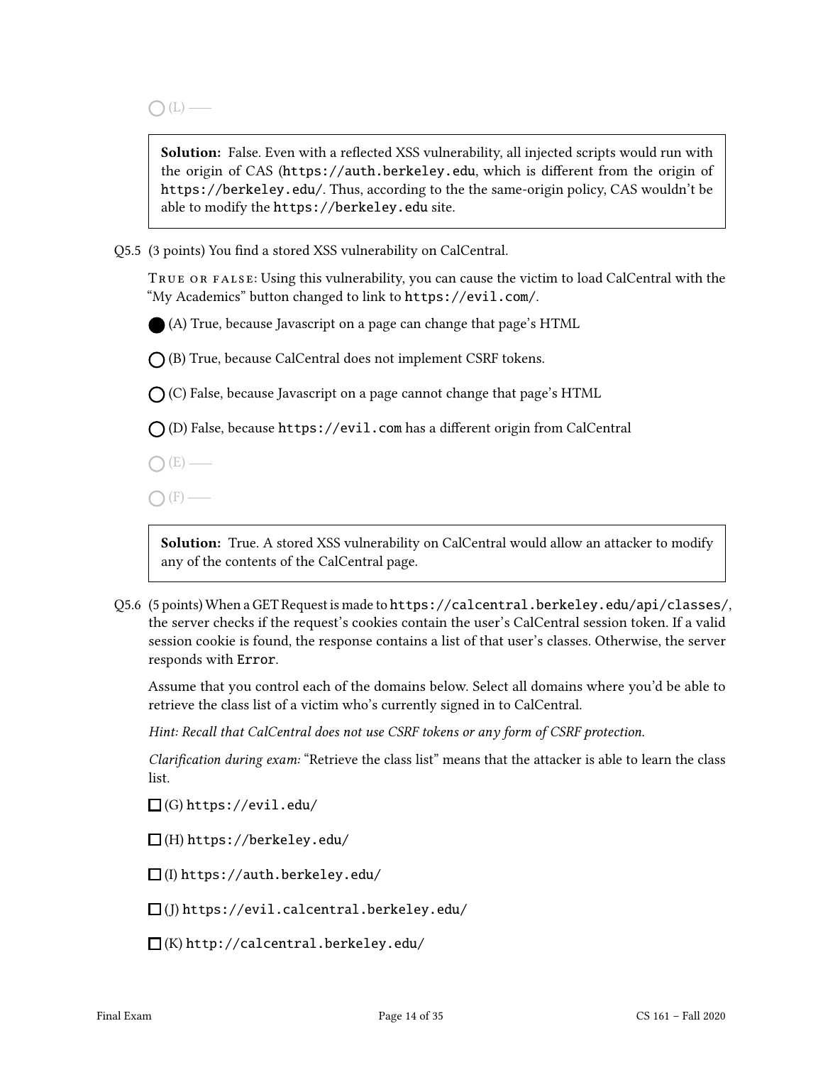◯ (L) ——

> **Solution:** False. Even with a reflected XSS vulnerability, all injected scripts would run with the origin of CAS (`https://auth.berkeley.edu`, which is different from the origin of `https://berkeley.edu/`. Thus, according to the the same-origin policy, CAS wouldn't be able to modify the `https://berkeley.edu` site.

Q5.5 (3 points) You find a stored XSS vulnerability on CalCentral.

TRUE OR FALSE: Using this vulnerability, you can cause the victim to load CalCentral with the "My Academics" button changed to link to `https://evil.com/`.

● (A) True, because Javascript on a page can change that page's HTML

◯ (B) True, because CalCentral does not implement CSRF tokens.

◯ (C) False, because Javascript on a page cannot change that page's HTML

◯ (D) False, because `https://evil.com` has a different origin from CalCentral

◯ (E) ——

◯ (F) ——

> **Solution:** True. A stored XSS vulnerability on CalCentral would allow an attacker to modify any of the contents of the CalCentral page.

Q5.6 (5 points) When a GET Request is made to `https://calcentral.berkeley.edu/api/classes/`, the server checks if the request's cookies contain the user's CalCentral session token. If a valid session cookie is found, the response contains a list of that user's classes. Otherwise, the server responds with `Error`.

Assume that you control each of the domains below. Select all domains where you'd be able to retrieve the class list of a victim who's currently signed in to CalCentral.

*Hint: Recall that CalCentral does not use CSRF tokens or any form of CSRF protection.*

*Clarification during exam:* "Retrieve the class list" means that the attacker is able to learn the class list.

☐ (G) `https://evil.edu/`

☐ (H) `https://berkeley.edu/`

☐ (I) `https://auth.berkeley.edu/`

☐ (J) `https://evil.calcentral.berkeley.edu/`

☐ (K) `http://calcentral.berkeley.edu/`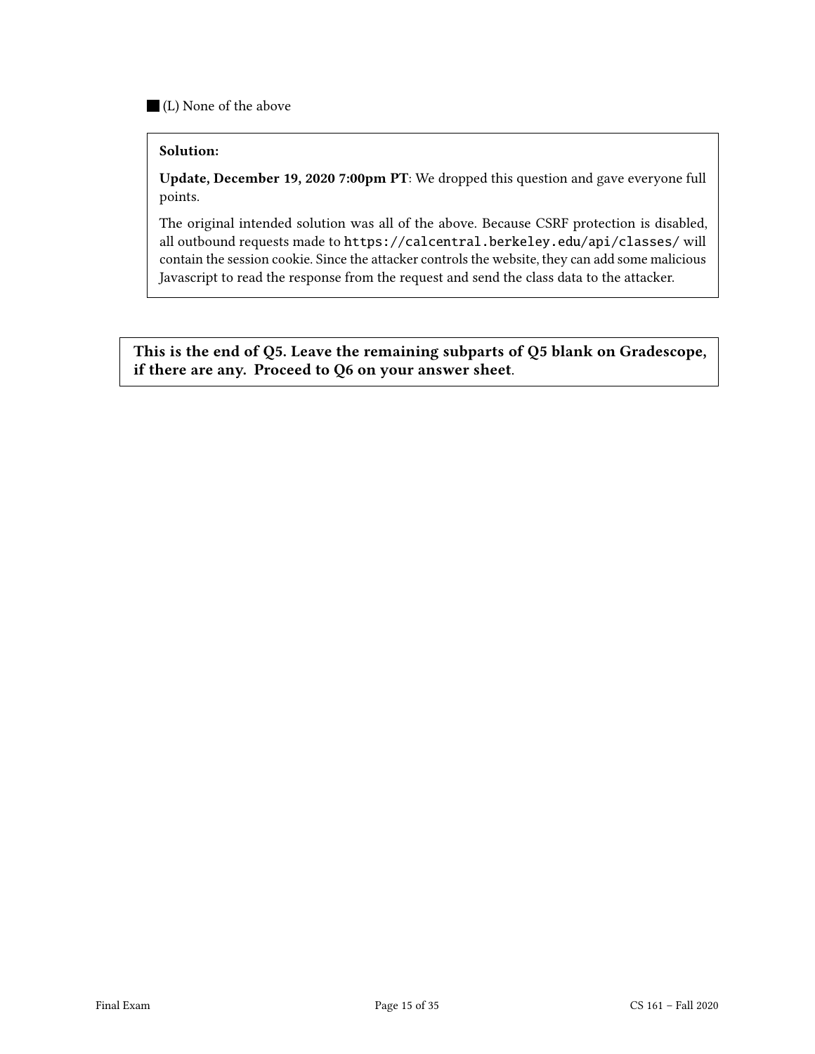■ (L) None of the above

**Solution:**

**Update, December 19, 2020 7:00pm PT**: We dropped this question and gave everyone full points.

The original intended solution was all of the above. Because CSRF protection is disabled, all outbound requests made to `https://calcentral.berkeley.edu/api/classes/` will contain the session cookie. Since the attacker controls the website, they can add some malicious Javascript to read the response from the request and send the class data to the attacker.

**This is the end of Q5. Leave the remaining subparts of Q5 blank on Gradescope, if there are any. Proceed to Q6 on your answer sheet**.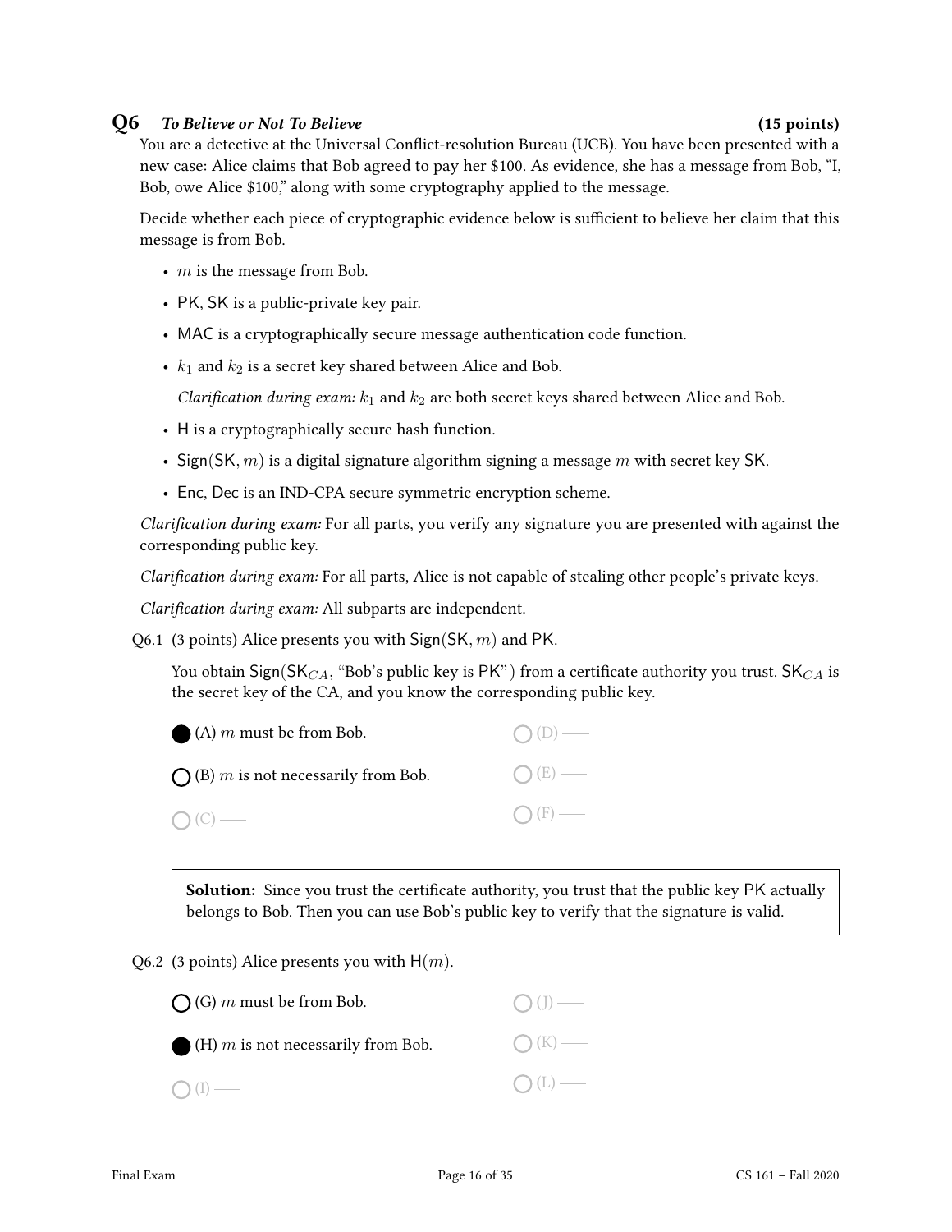## Q6 *To Believe or Not To Believe* (15 points)

You are a detective at the Universal Conflict-resolution Bureau (UCB). You have been presented with a new case: Alice claims that Bob agreed to pay her $100. As evidence, she has a message from Bob, "I, Bob, owe Alice $100," along with some cryptography applied to the message.

Decide whether each piece of cryptographic evidence below is sufficient to believe her claim that this message is from Bob.

- $m$ is the message from Bob.
- PK, SK is a public-private key pair.
- MAC is a cryptographically secure message authentication code function.
- $k_1$ and $k_2$ is a secret key shared between Alice and Bob.

  *Clarification during exam:* $k_1$ and $k_2$ are both secret keys shared between Alice and Bob.
- H is a cryptographically secure hash function.
- Sign(SK, $m$) is a digital signature algorithm signing a message $m$ with secret key SK.
- Enc, Dec is an IND-CPA secure symmetric encryption scheme.

*Clarification during exam:* For all parts, you verify any signature you are presented with against the corresponding public key.

*Clarification during exam:* For all parts, Alice is not capable of stealing other people's private keys.

*Clarification during exam:* All subparts are independent.

Q6.1 (3 points) Alice presents you with Sign(SK, $m$) and PK.

You obtain Sign($SK_{CA}$, "Bob's public key is PK") from a certificate authority you trust. $SK_{CA}$ is the secret key of the CA, and you know the corresponding public key.

- ● (A) $m$ must be from Bob.
- ○ (B) $m$ is not necessarily from Bob.
- ○ (C) ——
- ○ (D) ——
- ○ (E) ——
- ○ (F) ——

**Solution:** Since you trust the certificate authority, you trust that the public key PK actually belongs to Bob. Then you can use Bob's public key to verify that the signature is valid.

Q6.2 (3 points) Alice presents you with H($m$).

- ○ (G) $m$ must be from Bob.
- ● (H) $m$ is not necessarily from Bob.
- ○ (I) ——
- ○ (J) ——
- ○ (K) ——
- ○ (L) ——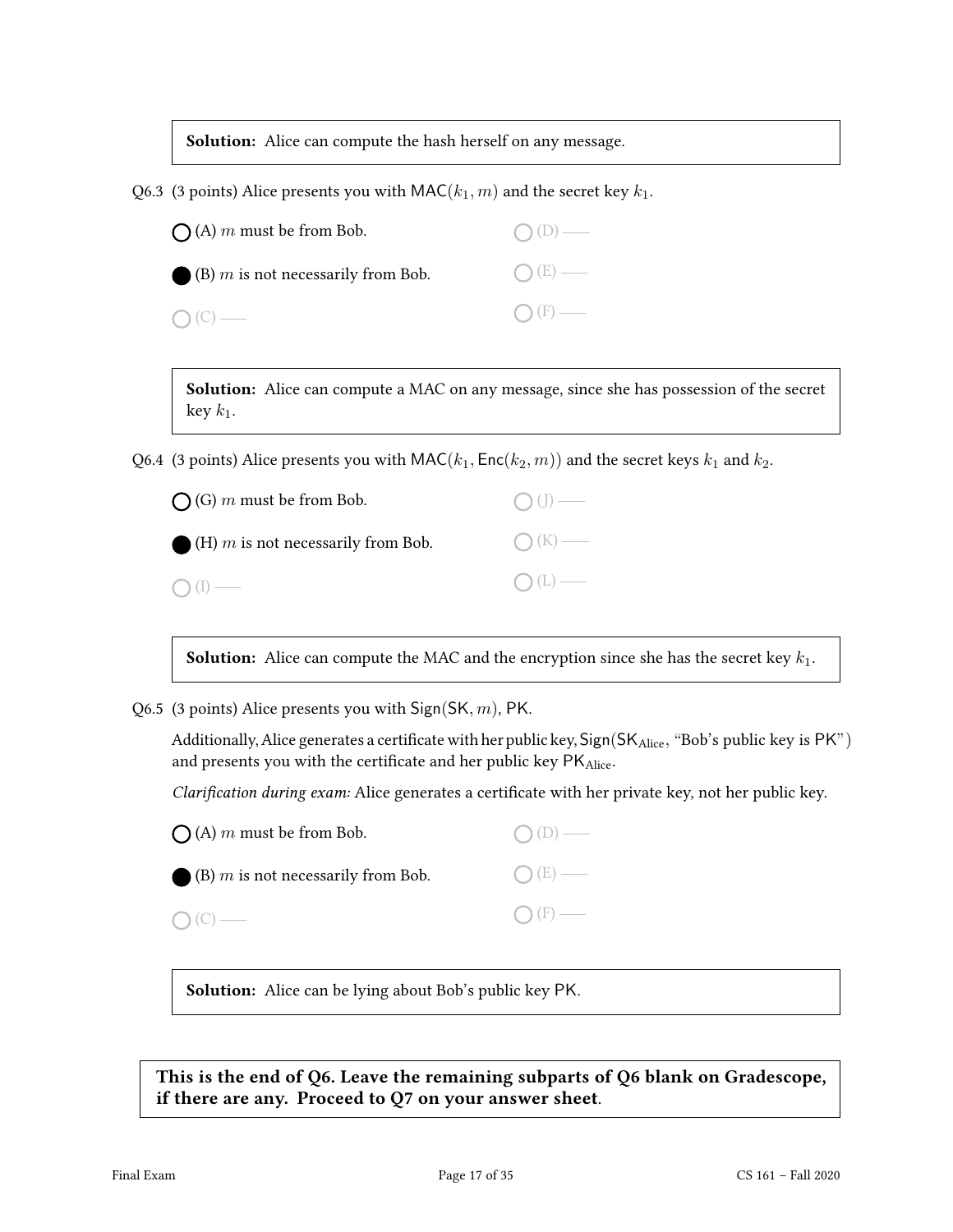**Solution:** Alice can compute the hash herself on any message.

Q6.3 (3 points) Alice presents you with $\mathsf{MAC}(k_1, m)$ and the secret key $k_1$.

- ○ (A) $m$ must be from Bob.
- ● (B) $m$ is not necessarily from Bob.
- ○ (C) ——
- ○ (D) ——
- ○ (E) ——
- ○ (F) ——

**Solution:** Alice can compute a MAC on any message, since she has possession of the secret key $k_1$.

Q6.4 (3 points) Alice presents you with $\mathsf{MAC}(k_1, \mathsf{Enc}(k_2, m))$ and the secret keys $k_1$ and $k_2$.

- ○ (G) $m$ must be from Bob.
- ● (H) $m$ is not necessarily from Bob.
- ○ (I) ——
- ○ (J) ——
- ○ (K) ——
- ○ (L) ——

**Solution:** Alice can compute the MAC and the encryption since she has the secret key $k_1$.

Q6.5 (3 points) Alice presents you with $\mathsf{Sign}(\mathsf{SK}, m)$, $\mathsf{PK}$.

Additionally, Alice generates a certificate with her public key, $\mathsf{Sign}(\mathsf{SK}_{\text{Alice}}$, "Bob's public key is $\mathsf{PK}$") and presents you with the certificate and her public key $\mathsf{PK}_{\text{Alice}}$.

*Clarification during exam:* Alice generates a certificate with her private key, not her public key.

- ○ (A) $m$ must be from Bob.
- ● (B) $m$ is not necessarily from Bob.
- ○ (C) ——
- ○ (D) ——
- ○ (E) ——
- ○ (F) ——

**Solution:** Alice can be lying about Bob's public key $\mathsf{PK}$.

**This is the end of Q6. Leave the remaining subparts of Q6 blank on Gradescope, if there are any. Proceed to Q7 on your answer sheet**.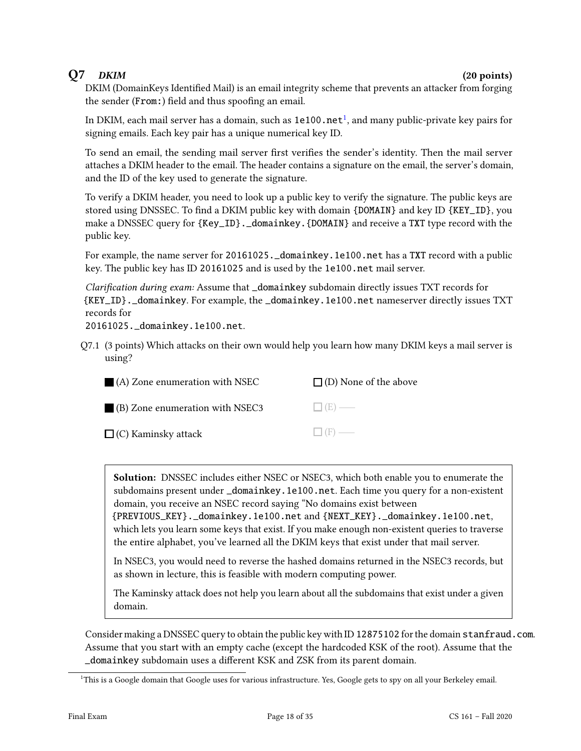## Q7 *DKIM* (20 points)

DKIM (DomainKeys Identified Mail) is an email integrity scheme that prevents an attacker from forging the sender (`From:`) field and thus spoofing an email.

In DKIM, each mail server has a domain, such as `1e100.net`[1], and many public-private key pairs for signing emails. Each key pair has a unique numerical key ID.

To send an email, the sending mail server first verifies the sender's identity. Then the mail server attaches a DKIM header to the email. The header contains a signature on the email, the server's domain, and the ID of the key used to generate the signature.

To verify a DKIM header, you need to look up a public key to verify the signature. The public keys are stored using DNSSEC. To find a DKIM public key with domain `{DOMAIN}` and key ID `{KEY_ID}`, you make a DNSSEC query for `{Key_ID}._domainkey.{DOMAIN}` and receive a `TXT` type record with the public key.

For example, the name server for `20161025._domainkey.1e100.net` has a `TXT` record with a public key. The public key has ID `20161025` and is used by the `1e100.net` mail server.

*Clarification during exam:* Assume that `_domainkey` subdomain directly issues TXT records for `{KEY_ID}._domainkey`. For example, the `_domainkey.1e100.net` nameserver directly issues TXT records for `20161025._domainkey.1e100.net`.

Q7.1 (3 points) Which attacks on their own would help you learn how many DKIM keys a mail server is using?

- ■ (A) Zone enumeration with NSEC
- ■ (B) Zone enumeration with NSEC3
- ☐ (C) Kaminsky attack
- ☐ (D) None of the above
- ☐ (E) ——
- ☐ (F) ——

**Solution:** DNSSEC includes either NSEC or NSEC3, which both enable you to enumerate the subdomains present under `_domainkey.1e100.net`. Each time you query for a non-existent domain, you receive an NSEC record saying "No domains exist between `{PREVIOUS_KEY}._domainkey.1e100.net` and `{NEXT_KEY}._domainkey.1e100.net`, which lets you learn some keys that exist. If you make enough non-existent queries to traverse the entire alphabet, you've learned all the DKIM keys that exist under that mail server.

In NSEC3, you would need to reverse the hashed domains returned in the NSEC3 records, but as shown in lecture, this is feasible with modern computing power.

The Kaminsky attack does not help you learn about all the subdomains that exist under a given domain.

Consider making a DNSSEC query to obtain the public key with ID `12875102` for the domain `stanfraud.com`. Assume that you start with an empty cache (except the hardcoded KSK of the root). Assume that the `_domainkey` subdomain uses a different KSK and ZSK from its parent domain.

[1] This is a Google domain that Google uses for various infrastructure. Yes, Google gets to spy on all your Berkeley email.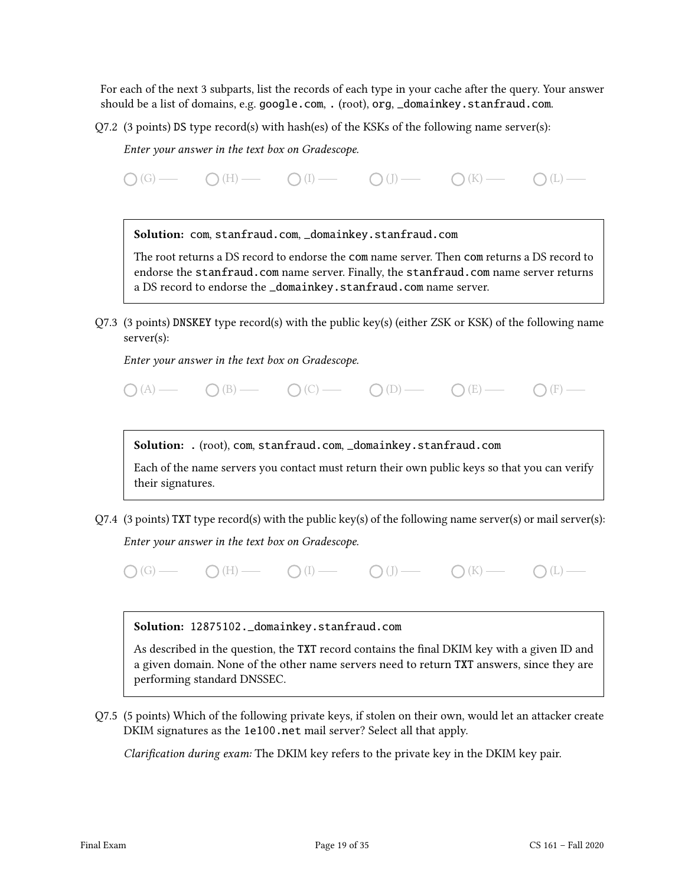For each of the next 3 subparts, list the records of each type in your cache after the query. Your answer should be a list of domains, e.g. `google.com`, `.` (root), `org`, `_domainkey.stanfraud.com`.

Q7.2 (3 points) DS type record(s) with hash(es) of the KSKs of the following name server(s):

*Enter your answer in the text box on Gradescope.*

◯ (G) —— ◯ (H) —— ◯ (I) —— ◯ (J) —— ◯ (K) —— ◯ (L) ——

> **Solution:** `com`, `stanfraud.com`, `_domainkey.stanfraud.com`
>
> The root returns a DS record to endorse the `com` name server. Then `com` returns a DS record to endorse the `stanfraud.com` name server. Finally, the `stanfraud.com` name server returns a DS record to endorse the `_domainkey.stanfraud.com` name server.

Q7.3 (3 points) `DNSKEY` type record(s) with the public key(s) (either ZSK or KSK) of the following name server(s):

*Enter your answer in the text box on Gradescope.*

◯ (A) —— ◯ (B) —— ◯ (C) —— ◯ (D) —— ◯ (E) —— ◯ (F) ——

> **Solution:** `.` (root), `com`, `stanfraud.com`, `_domainkey.stanfraud.com`
>
> Each of the name servers you contact must return their own public keys so that you can verify their signatures.

Q7.4 (3 points) `TXT` type record(s) with the public key(s) of the following name server(s) or mail server(s):

*Enter your answer in the text box on Gradescope.*

◯ (G) —— ◯ (H) —— ◯ (I) —— ◯ (J) —— ◯ (K) —— ◯ (L) ——

> **Solution:** `12875102._domainkey.stanfraud.com`
>
> As described in the question, the `TXT` record contains the final DKIM key with a given ID and a given domain. None of the other name servers need to return `TXT` answers, since they are performing standard DNSSEC.

Q7.5 (5 points) Which of the following private keys, if stolen on their own, would let an attacker create DKIM signatures as the `1e100.net` mail server? Select all that apply.

*Clarification during exam:* The DKIM key refers to the private key in the DKIM key pair.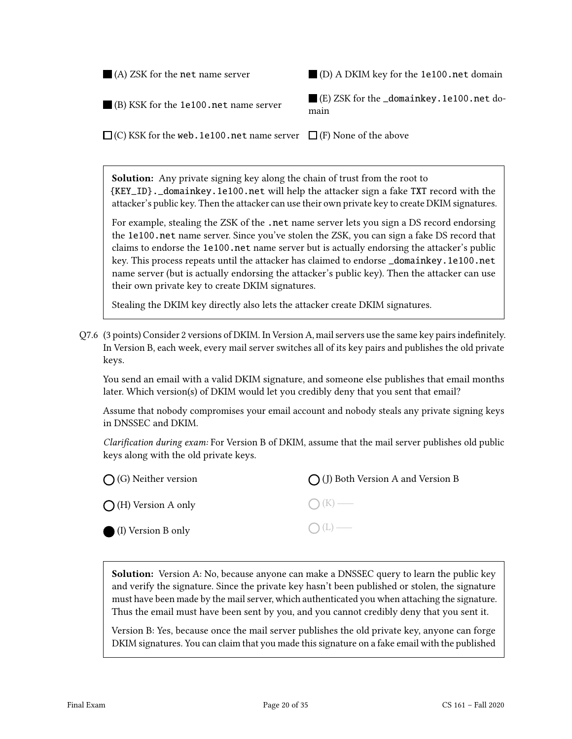■ (A) ZSK for the net name server

■ (B) KSK for the 1e100.net name server

☐ (C) KSK for the web.1e100.net name server

■ (D) A DKIM key for the 1e100.net domain

■ (E) ZSK for the _domainkey.1e100.net domain

☐ (F) None of the above

> **Solution:** Any private signing key along the chain of trust from the root to {KEY_ID}._domainkey.1e100.net will help the attacker sign a fake TXT record with the attacker's public key. Then the attacker can use their own private key to create DKIM signatures.
>
> For example, stealing the ZSK of the .net name server lets you sign a DS record endorsing the 1e100.net name server. Since you've stolen the ZSK, you can sign a fake DS record that claims to endorse the 1e100.net name server but is actually endorsing the attacker's public key. This process repeats until the attacker has claimed to endorse _domainkey.1e100.net name server (but is actually endorsing the attacker's public key). Then the attacker can use their own private key to create DKIM signatures.
>
> Stealing the DKIM key directly also lets the attacker create DKIM signatures.

Q7.6 (3 points) Consider 2 versions of DKIM. In Version A, mail servers use the same key pairs indefinitely. In Version B, each week, every mail server switches all of its key pairs and publishes the old private keys.

You send an email with a valid DKIM signature, and someone else publishes that email months later. Which version(s) of DKIM would let you credibly deny that you sent that email?

Assume that nobody compromises your email account and nobody steals any private signing keys in DNSSEC and DKIM.

*Clarification during exam:* For Version B of DKIM, assume that the mail server publishes old public keys along with the old private keys.

○ (G) Neither version

○ (H) Version A only

● (I) Version B only

○ (J) Both Version A and Version B

○ (K) ——

○ (L) ——

> **Solution:** Version A: No, because anyone can make a DNSSEC query to learn the public key and verify the signature. Since the private key hasn't been published or stolen, the signature must have been made by the mail server, which authenticated you when attaching the signature. Thus the email must have been sent by you, and you cannot credibly deny that you sent it.
>
> Version B: Yes, because once the mail server publishes the old private key, anyone can forge DKIM signatures. You can claim that you made this signature on a fake email with the published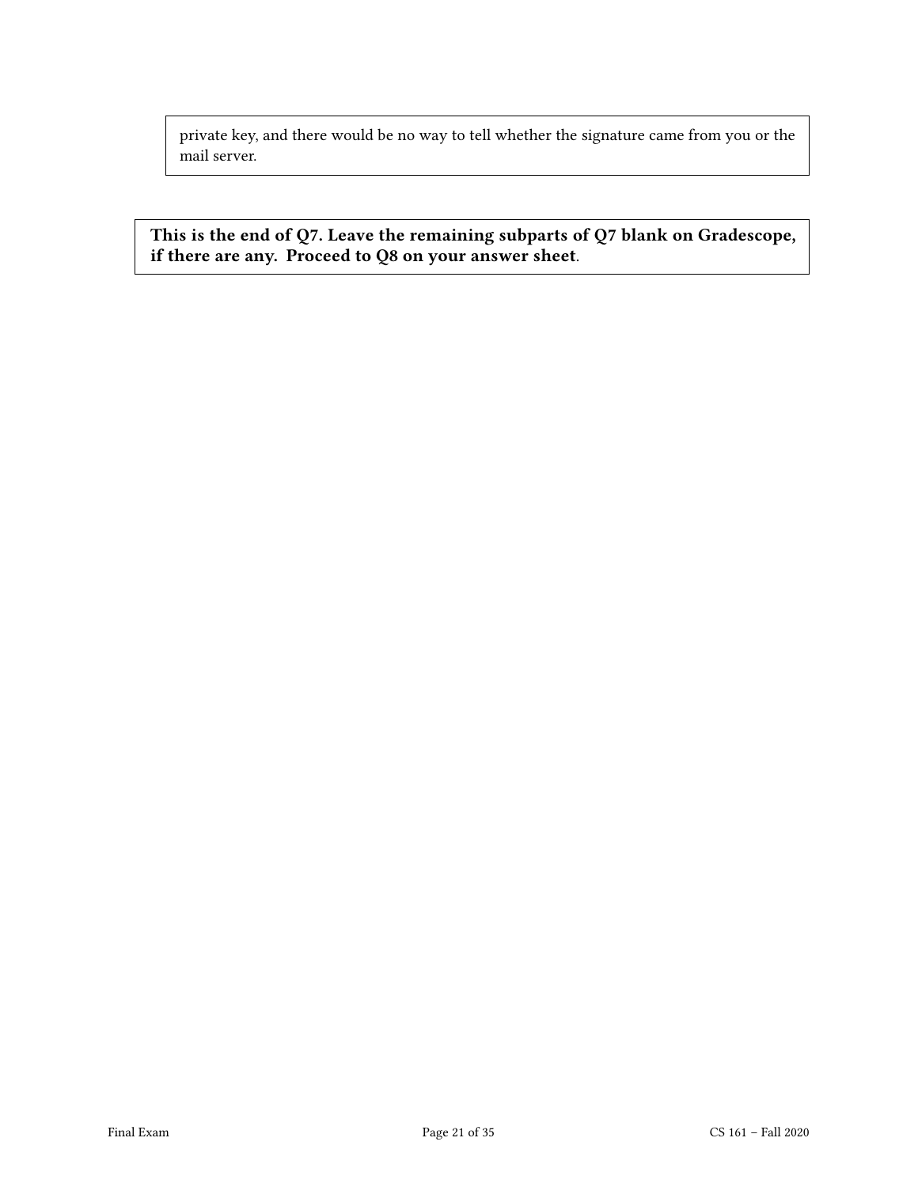private key, and there would be no way to tell whether the signature came from you or the mail server.

**This is the end of Q7. Leave the remaining subparts of Q7 blank on Gradescope, if there are any. Proceed to Q8 on your answer sheet**.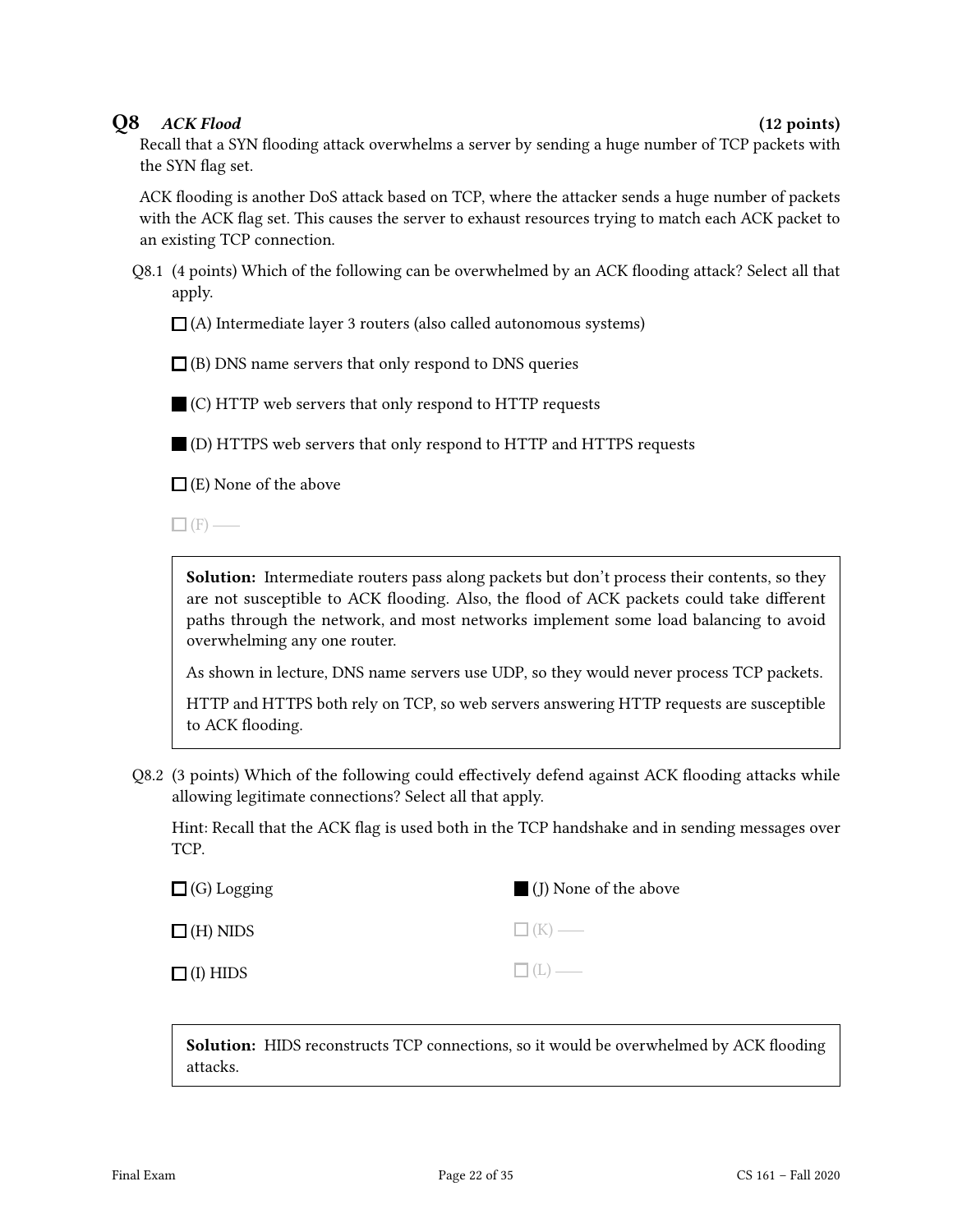## Q8 *ACK Flood* (12 points)

Recall that a SYN flooding attack overwhelms a server by sending a huge number of TCP packets with the SYN flag set.

ACK flooding is another DoS attack based on TCP, where the attacker sends a huge number of packets with the ACK flag set. This causes the server to exhaust resources trying to match each ACK packet to an existing TCP connection.

Q8.1 (4 points) Which of the following can be overwhelmed by an ACK flooding attack? Select all that apply.

☐ (A) Intermediate layer 3 routers (also called autonomous systems)

☐ (B) DNS name servers that only respond to DNS queries

■ (C) HTTP web servers that only respond to HTTP requests

■ (D) HTTPS web servers that only respond to HTTP and HTTPS requests

☐ (E) None of the above

☐ (F) ——

> **Solution:** Intermediate routers pass along packets but don't process their contents, so they are not susceptible to ACK flooding. Also, the flood of ACK packets could take different paths through the network, and most networks implement some load balancing to avoid overwhelming any one router.
>
> As shown in lecture, DNS name servers use UDP, so they would never process TCP packets.
>
> HTTP and HTTPS both rely on TCP, so web servers answering HTTP requests are susceptible to ACK flooding.

Q8.2 (3 points) Which of the following could effectively defend against ACK flooding attacks while allowing legitimate connections? Select all that apply.

Hint: Recall that the ACK flag is used both in the TCP handshake and in sending messages over TCP.

☐ (G) Logging

☐ (H) NIDS

☐ (I) HIDS

■ (J) None of the above

☐ (K) ——

☐ (L) ——

> **Solution:** HIDS reconstructs TCP connections, so it would be overwhelmed by ACK flooding attacks.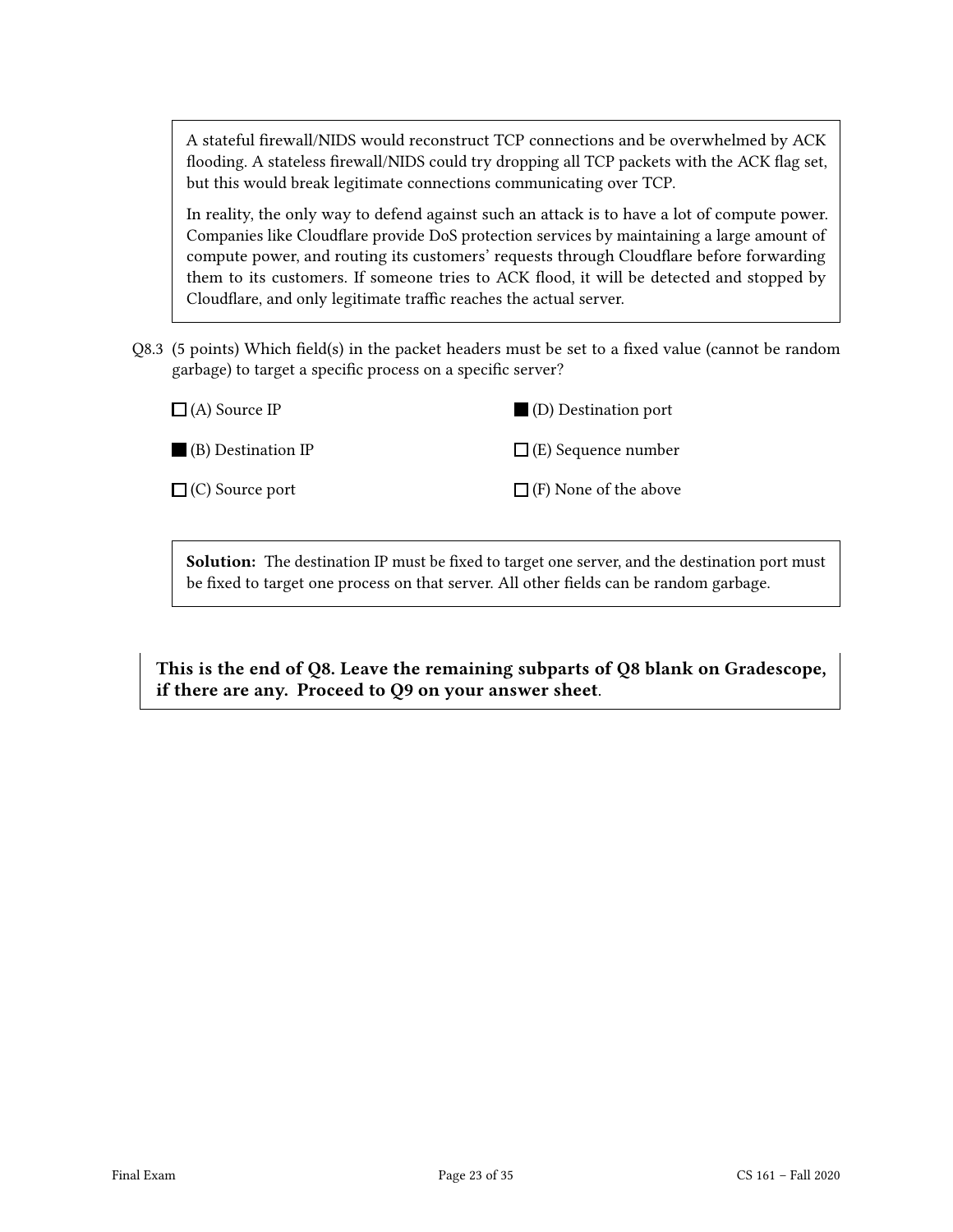A stateful firewall/NIDS would reconstruct TCP connections and be overwhelmed by ACK flooding. A stateless firewall/NIDS could try dropping all TCP packets with the ACK flag set, but this would break legitimate connections communicating over TCP.

In reality, the only way to defend against such an attack is to have a lot of compute power. Companies like Cloudflare provide DoS protection services by maintaining a large amount of compute power, and routing its customers' requests through Cloudflare before forwarding them to its customers. If someone tries to ACK flood, it will be detected and stopped by Cloudflare, and only legitimate traffic reaches the actual server.

Q8.3 (5 points) Which field(s) in the packet headers must be set to a fixed value (cannot be random garbage) to target a specific process on a specific server?

- ☐ (A) Source IP
- ■ (B) Destination IP
- ☐ (C) Source port
- ■ (D) Destination port
- ☐ (E) Sequence number
- ☐ (F) None of the above

**Solution:** The destination IP must be fixed to target one server, and the destination port must be fixed to target one process on that server. All other fields can be random garbage.

**This is the end of Q8. Leave the remaining subparts of Q8 blank on Gradescope, if there are any. Proceed to Q9 on your answer sheet**.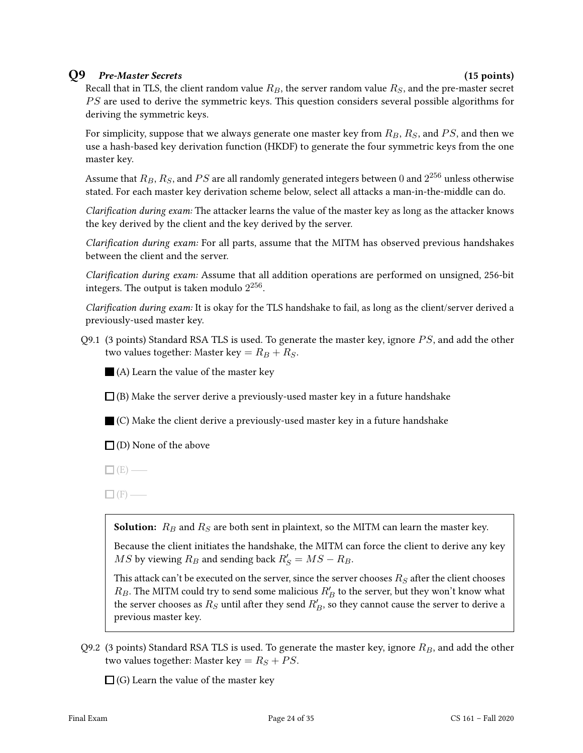## Q9 *Pre-Master Secrets* (15 points)

Recall that in TLS, the client random value $R_B$, the server random value $R_S$, and the pre-master secret $PS$ are used to derive the symmetric keys. This question considers several possible algorithms for deriving the symmetric keys.

For simplicity, suppose that we always generate one master key from $R_B$, $R_S$, and $PS$, and then we use a hash-based key derivation function (HKDF) to generate the four symmetric keys from the one master key.

Assume that $R_B$, $R_S$, and $PS$ are all randomly generated integers between 0 and $2^{256}$ unless otherwise stated. For each master key derivation scheme below, select all attacks a man-in-the-middle can do.

*Clarification during exam:* The attacker learns the value of the master key as long as the attacker knows the key derived by the client and the key derived by the server.

*Clarification during exam:* For all parts, assume that the MITM has observed previous handshakes between the client and the server.

*Clarification during exam:* Assume that all addition operations are performed on unsigned, 256-bit integers. The output is taken modulo $2^{256}$.

*Clarification during exam:* It is okay for the TLS handshake to fail, as long as the client/server derived a previously-used master key.

Q9.1 (3 points) Standard RSA TLS is used. To generate the master key, ignore $PS$, and add the other two values together: Master key $= R_B + R_S$.

- ■ (A) Learn the value of the master key
- ☐ (B) Make the server derive a previously-used master key in a future handshake
- ■ (C) Make the client derive a previously-used master key in a future handshake
- ☐ (D) None of the above
- ☐ (E) ——
- ☐ (F) ——

> **Solution:** $R_B$ and $R_S$ are both sent in plaintext, so the MITM can learn the master key.
>
> Because the client initiates the handshake, the MITM can force the client to derive any key $MS$ by viewing $R_B$ and sending back $R'_S = MS - R_B$.
>
> This attack can't be executed on the server, since the server chooses $R_S$ after the client chooses $R_B$. The MITM could try to send some malicious $R'_B$ to the server, but they won't know what the server chooses as $R_S$ until after they send $R'_B$, so they cannot cause the server to derive a previous master key.

Q9.2 (3 points) Standard RSA TLS is used. To generate the master key, ignore $R_B$, and add the other two values together: Master key $= R_S + PS$.

- ☐ (G) Learn the value of the master key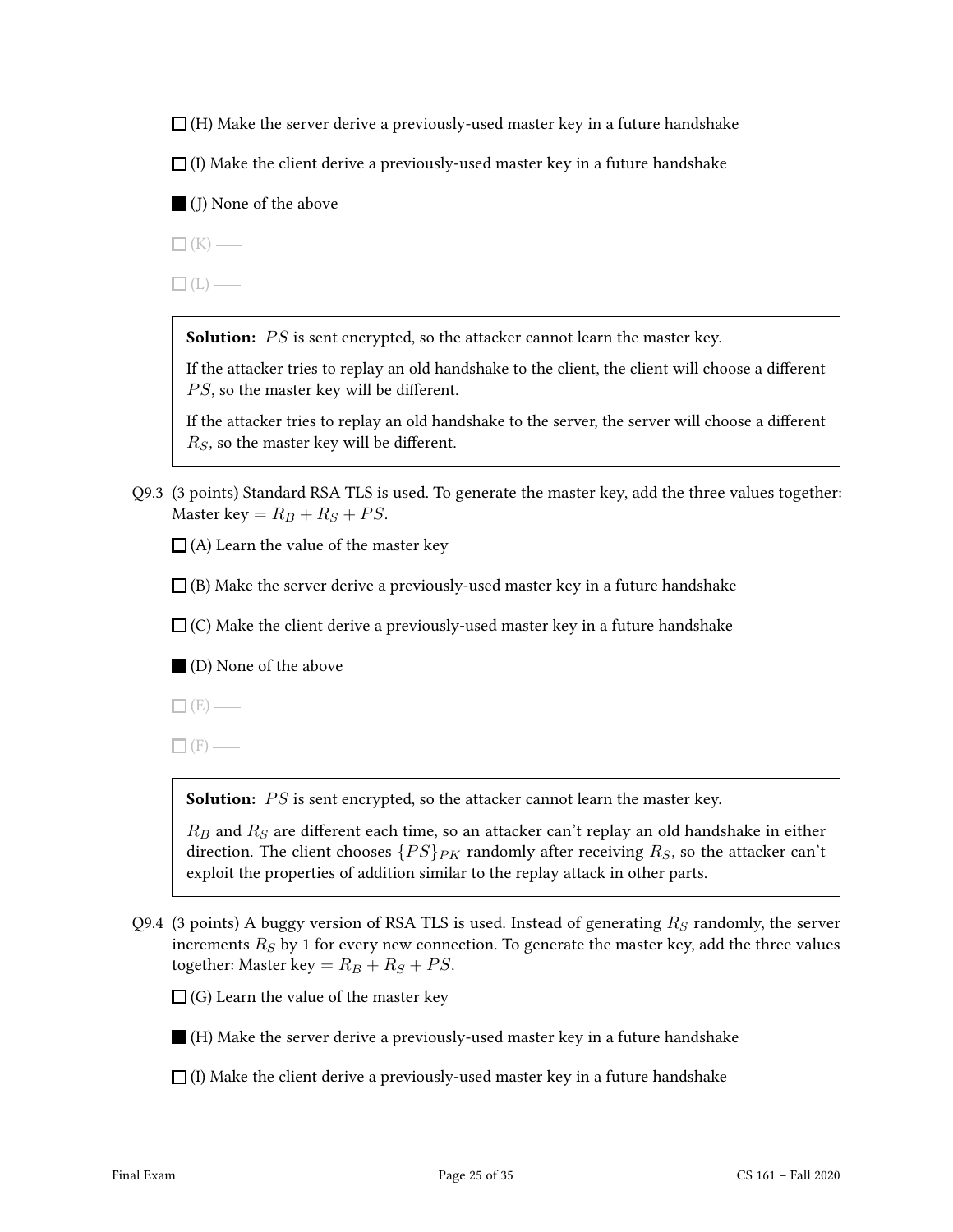☐ (H) Make the server derive a previously-used master key in a future handshake

☐ (I) Make the client derive a previously-used master key in a future handshake

■ (J) None of the above

☐ (K) ——

☐ (L) ——

> **Solution:** $PS$ is sent encrypted, so the attacker cannot learn the master key.
>
> If the attacker tries to replay an old handshake to the client, the client will choose a different $PS$, so the master key will be different.
>
> If the attacker tries to replay an old handshake to the server, the server will choose a different $R_S$, so the master key will be different.

Q9.3 (3 points) Standard RSA TLS is used. To generate the master key, add the three values together: Master key $= R_B + R_S + PS$.

☐ (A) Learn the value of the master key

☐ (B) Make the server derive a previously-used master key in a future handshake

☐ (C) Make the client derive a previously-used master key in a future handshake

■ (D) None of the above

☐ (E) ——

☐ (F) ——

> **Solution:** $PS$ is sent encrypted, so the attacker cannot learn the master key.
>
> $R_B$ and $R_S$ are different each time, so an attacker can't replay an old handshake in either direction. The client chooses $\{PS\}_{PK}$ randomly after receiving $R_S$, so the attacker can't exploit the properties of addition similar to the replay attack in other parts.

Q9.4 (3 points) A buggy version of RSA TLS is used. Instead of generating $R_S$ randomly, the server increments $R_S$ by 1 for every new connection. To generate the master key, add the three values together: Master key $= R_B + R_S + PS$.

☐ (G) Learn the value of the master key

■ (H) Make the server derive a previously-used master key in a future handshake

☐ (I) Make the client derive a previously-used master key in a future handshake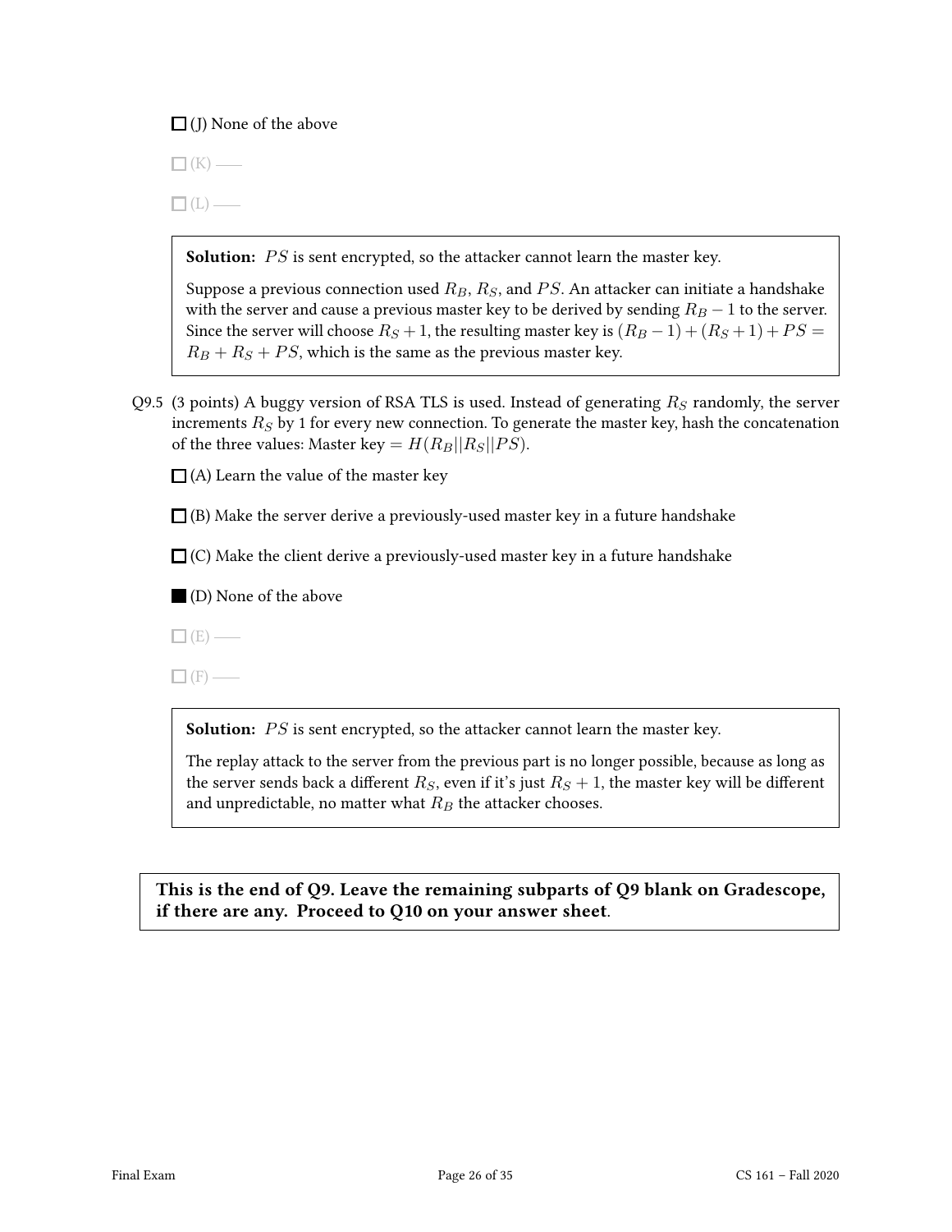☐ (J) None of the above

☐ (K) ——

☐ (L) ——

> **Solution:** $PS$ is sent encrypted, so the attacker cannot learn the master key.
>
> Suppose a previous connection used $R_B$, $R_S$, and $PS$. An attacker can initiate a handshake with the server and cause a previous master key to be derived by sending $R_B - 1$ to the server. Since the server will choose $R_S + 1$, the resulting master key is $(R_B - 1) + (R_S + 1) + PS = R_B + R_S + PS$, which is the same as the previous master key.

Q9.5 (3 points) A buggy version of RSA TLS is used. Instead of generating $R_S$ randomly, the server increments $R_S$ by 1 for every new connection. To generate the master key, hash the concatenation of the three values: Master key $= H(R_B || R_S || PS)$.

☐ (A) Learn the value of the master key

☐ (B) Make the server derive a previously-used master key in a future handshake

☐ (C) Make the client derive a previously-used master key in a future handshake

■ (D) None of the above

☐ (E) ——

☐ (F) ——

> **Solution:** $PS$ is sent encrypted, so the attacker cannot learn the master key.
>
> The replay attack to the server from the previous part is no longer possible, because as long as the server sends back a different $R_S$, even if it's just $R_S + 1$, the master key will be different and unpredictable, no matter what $R_B$ the attacker chooses.

**This is the end of Q9. Leave the remaining subparts of Q9 blank on Gradescope, if there are any. Proceed to Q10 on your answer sheet.**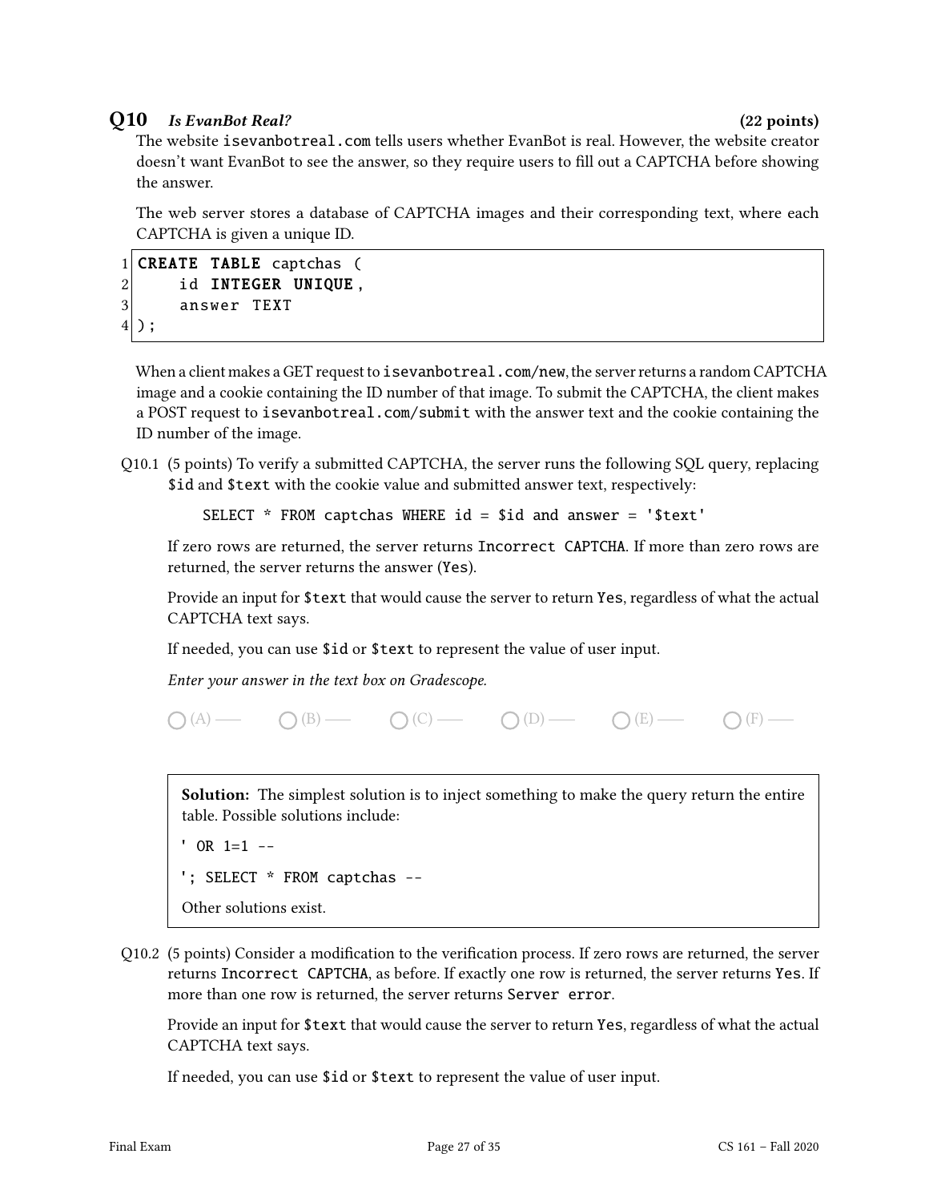## Q10 *Is EvanBot Real?* (22 points)

The website `isevanbotreal.com` tells users whether EvanBot is real. However, the website creator doesn't want EvanBot to see the answer, so they require users to fill out a CAPTCHA before showing the answer.

The web server stores a database of CAPTCHA images and their corresponding text, where each CAPTCHA is given a unique ID.

```
CREATE TABLE captchas (
    id INTEGER UNIQUE,
    answer TEXT
);
```

When a client makes a GET request to `isevanbotreal.com/new`, the server returns a random CAPTCHA image and a cookie containing the ID number of that image. To submit the CAPTCHA, the client makes a POST request to `isevanbotreal.com/submit` with the answer text and the cookie containing the ID number of the image.

Q10.1 (5 points) To verify a submitted CAPTCHA, the server runs the following SQL query, replacing `$id` and `$text` with the cookie value and submitted answer text, respectively:

```
SELECT * FROM captchas WHERE id = $id and answer = '$text'
```

If zero rows are returned, the server returns `Incorrect CAPTCHA`. If more than zero rows are returned, the server returns the answer (`Yes`).

Provide an input for `$text` that would cause the server to return `Yes`, regardless of what the actual CAPTCHA text says.

If needed, you can use `$id` or `$text` to represent the value of user input.

*Enter your answer in the text box on Gradescope.*

○ (A) —— ○ (B) —— ○ (C) —— ○ (D) —— ○ (E) —— ○ (F) ——

> **Solution:** The simplest solution is to inject something to make the query return the entire table. Possible solutions include:
>
> `' OR 1=1 --`
>
> `'; SELECT * FROM captchas --`
>
> Other solutions exist.

Q10.2 (5 points) Consider a modification to the verification process. If zero rows are returned, the server returns `Incorrect CAPTCHA`, as before. If exactly one row is returned, the server returns `Yes`. If more than one row is returned, the server returns `Server error`.

Provide an input for `$text` that would cause the server to return `Yes`, regardless of what the actual CAPTCHA text says.

If needed, you can use `$id` or `$text` to represent the value of user input.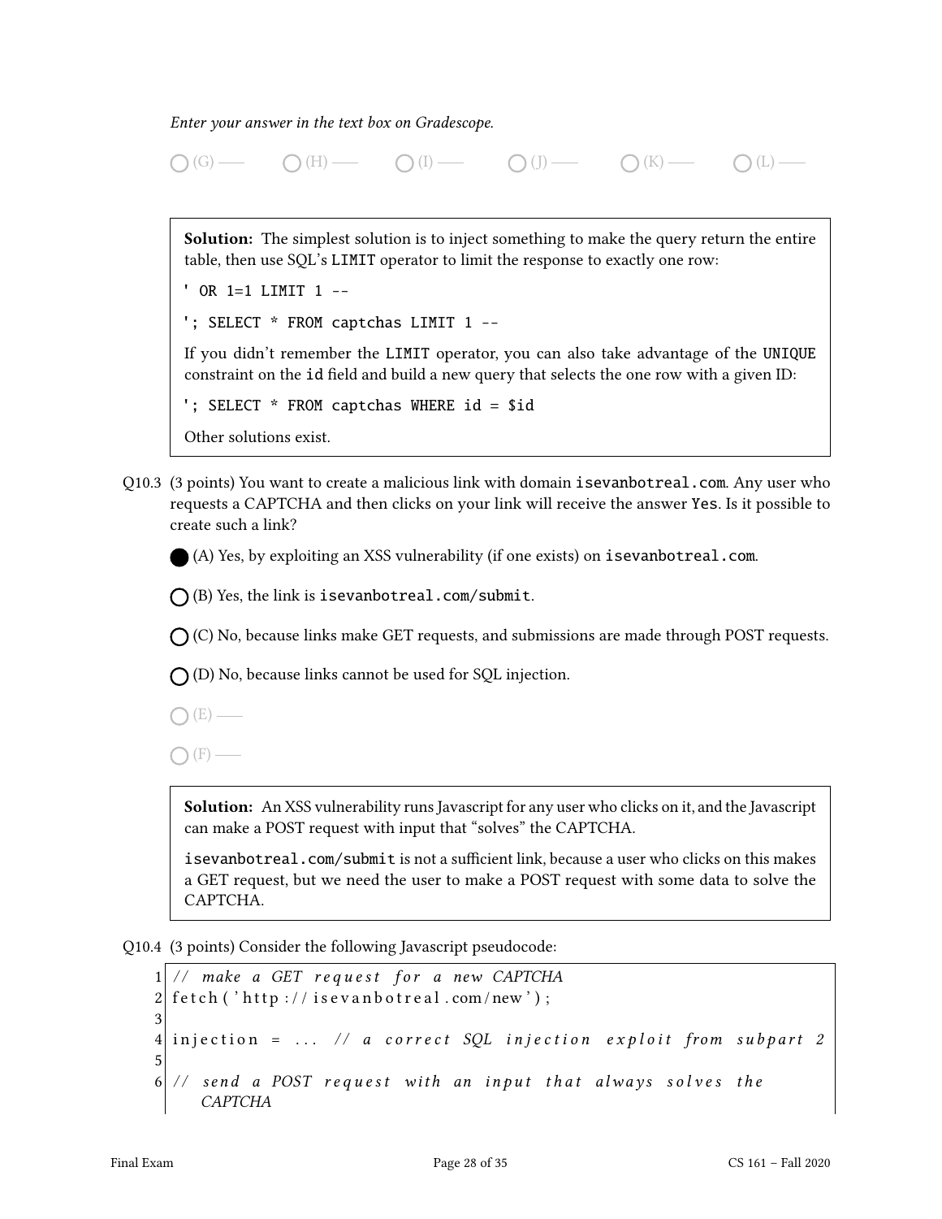*Enter your answer in the text box on Gradescope.*

○ (G) —— ○ (H) —— ○ (I) —— ○ (J) —— ○ (K) —— ○ (L) ——

> **Solution:** The simplest solution is to inject something to make the query return the entire table, then use SQL's `LIMIT` operator to limit the response to exactly one row:
>
> `' OR 1=1 LIMIT 1 --`
>
> `'; SELECT * FROM captchas LIMIT 1 --`
>
> If you didn't remember the `LIMIT` operator, you can also take advantage of the `UNIQUE` constraint on the `id` field and build a new query that selects the one row with a given ID:
>
> `'; SELECT * FROM captchas WHERE id = $id`
>
> Other solutions exist.

Q10.3 (3 points) You want to create a malicious link with domain `isevanbotreal.com`. Any user who requests a CAPTCHA and then clicks on your link will receive the answer `Yes`. Is it possible to create such a link?

● (A) Yes, by exploiting an XSS vulnerability (if one exists) on `isevanbotreal.com`.

○ (B) Yes, the link is `isevanbotreal.com/submit`.

○ (C) No, because links make GET requests, and submissions are made through POST requests.

○ (D) No, because links cannot be used for SQL injection.

○ (E) ——

○ (F) ——

> **Solution:** An XSS vulnerability runs Javascript for any user who clicks on it, and the Javascript can make a POST request with input that "solves" the CAPTCHA.
>
> `isevanbotreal.com/submit` is not a sufficient link, because a user who clicks on this makes a GET request, but we need the user to make a POST request with some data to solve the CAPTCHA.

Q10.4 (3 points) Consider the following Javascript pseudocode:

```
1 // make a GET request for a new CAPTCHA
2 fetch('http://isevanbotreal.com/new');
3
4 injection = ... // a correct SQL injection exploit from subpart 2
5
6 // send a POST request with an input that always solves the
  CAPTCHA
```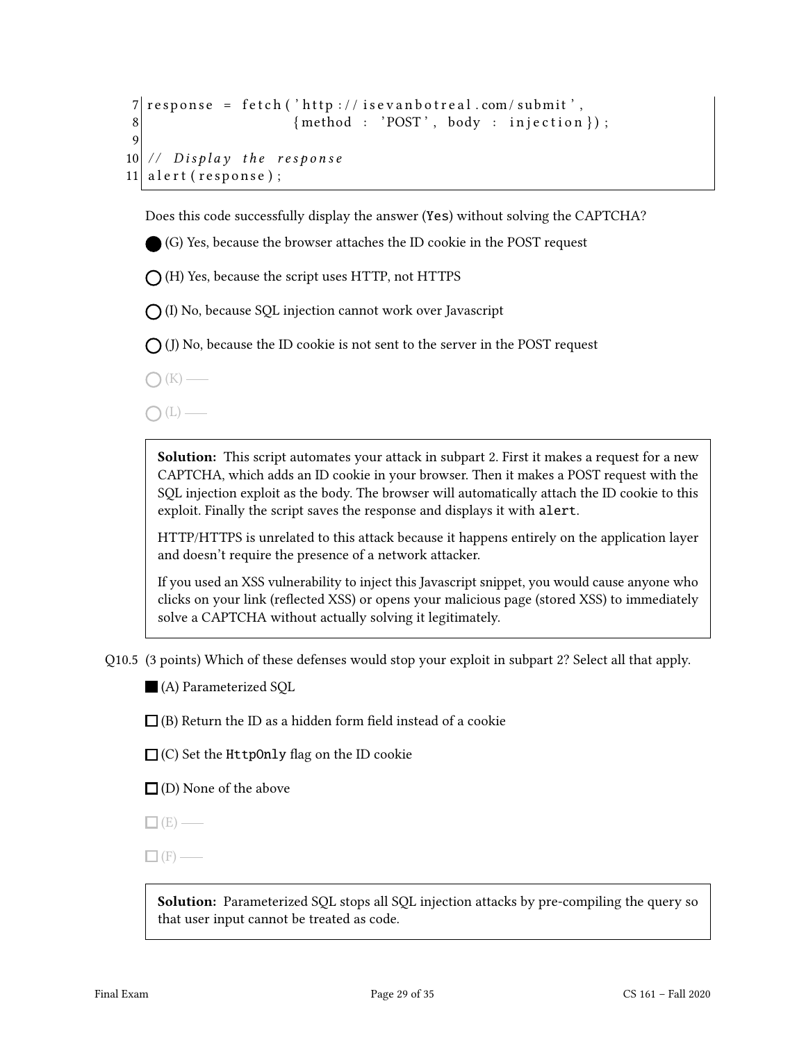```
7  response = fetch('http://isevanbotreal.com/submit',
8                   {method : 'POST', body : injection});
9
10 // Display the response
11 alert(response);
```

Does this code successfully display the answer (`Yes`) without solving the CAPTCHA?

● (G) Yes, because the browser attaches the ID cookie in the POST request

○ (H) Yes, because the script uses HTTP, not HTTPS

○ (I) No, because SQL injection cannot work over Javascript

○ (J) No, because the ID cookie is not sent to the server in the POST request

○ (K) —

○ (L) —

> **Solution:** This script automates your attack in subpart 2. First it makes a request for a new CAPTCHA, which adds an ID cookie in your browser. Then it makes a POST request with the SQL injection exploit as the body. The browser will automatically attach the ID cookie to this exploit. Finally the script saves the response and displays it with `alert`.
>
> HTTP/HTTPS is unrelated to this attack because it happens entirely on the application layer and doesn't require the presence of a network attacker.
>
> If you used an XSS vulnerability to inject this Javascript snippet, you would cause anyone who clicks on your link (reflected XSS) or opens your malicious page (stored XSS) to immediately solve a CAPTCHA without actually solving it legitimately.

Q10.5 (3 points) Which of these defenses would stop your exploit in subpart 2? Select all that apply.

■ (A) Parameterized SQL

□ (B) Return the ID as a hidden form field instead of a cookie

□ (C) Set the `HttpOnly` flag on the ID cookie

□ (D) None of the above

□ (E) —

□ (F) —

> **Solution:** Parameterized SQL stops all SQL injection attacks by pre-compiling the query so that user input cannot be treated as code.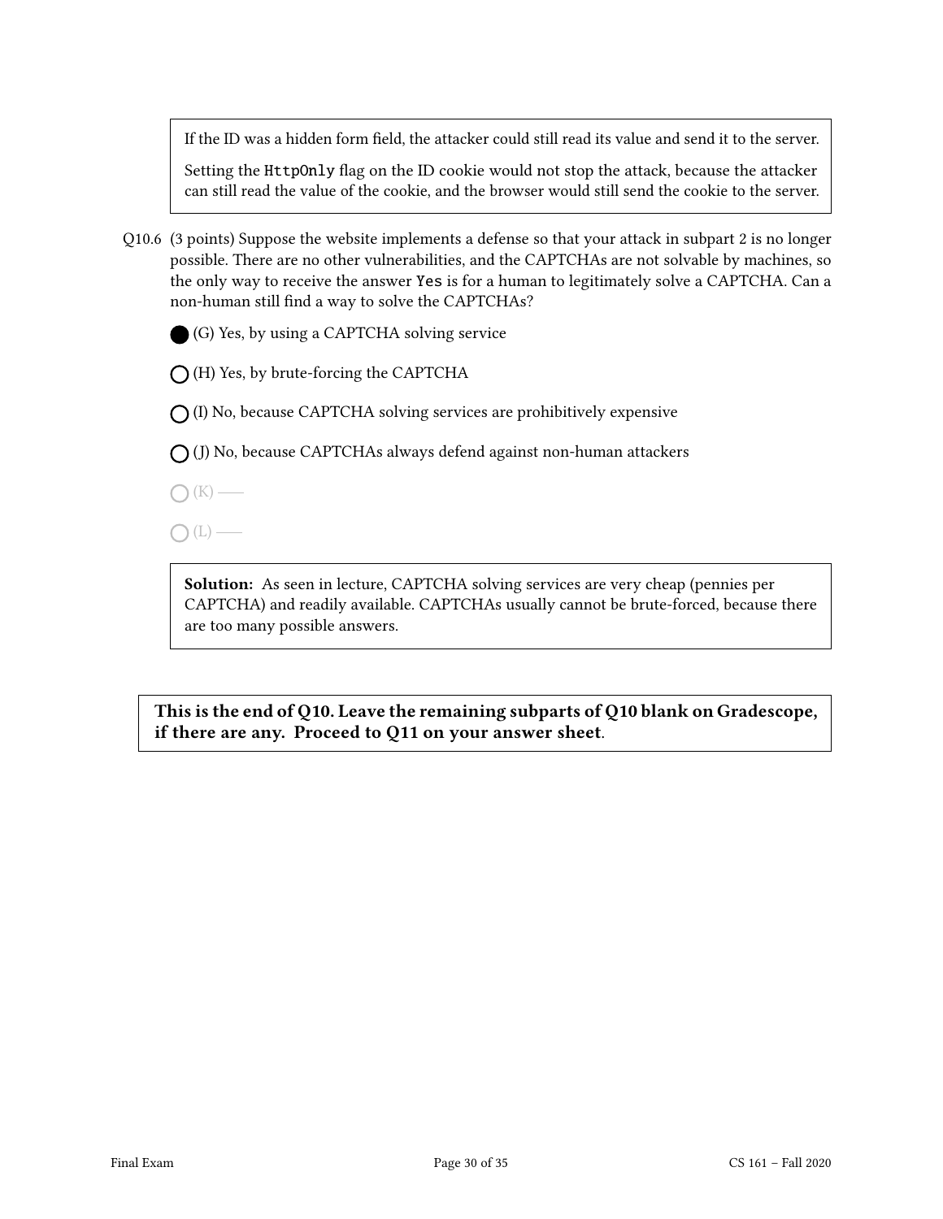If the ID was a hidden form field, the attacker could still read its value and send it to the server.

Setting the `HttpOnly` flag on the ID cookie would not stop the attack, because the attacker can still read the value of the cookie, and the browser would still send the cookie to the server.

Q10.6 (3 points) Suppose the website implements a defense so that your attack in subpart 2 is no longer possible. There are no other vulnerabilities, and the CAPTCHAs are not solvable by machines, so the only way to receive the answer `Yes` is for a human to legitimately solve a CAPTCHA. Can a non-human still find a way to solve the CAPTCHAs?

● (G) Yes, by using a CAPTCHA solving service

○ (H) Yes, by brute-forcing the CAPTCHA

○ (I) No, because CAPTCHA solving services are prohibitively expensive

○ (J) No, because CAPTCHAs always defend against non-human attackers

○ (K) ——

○ (L) ——

**Solution:** As seen in lecture, CAPTCHA solving services are very cheap (pennies per CAPTCHA) and readily available. CAPTCHAs usually cannot be brute-forced, because there are too many possible answers.

**This is the end of Q10. Leave the remaining subparts of Q10 blank on Gradescope, if there are any. Proceed to Q11 on your answer sheet.**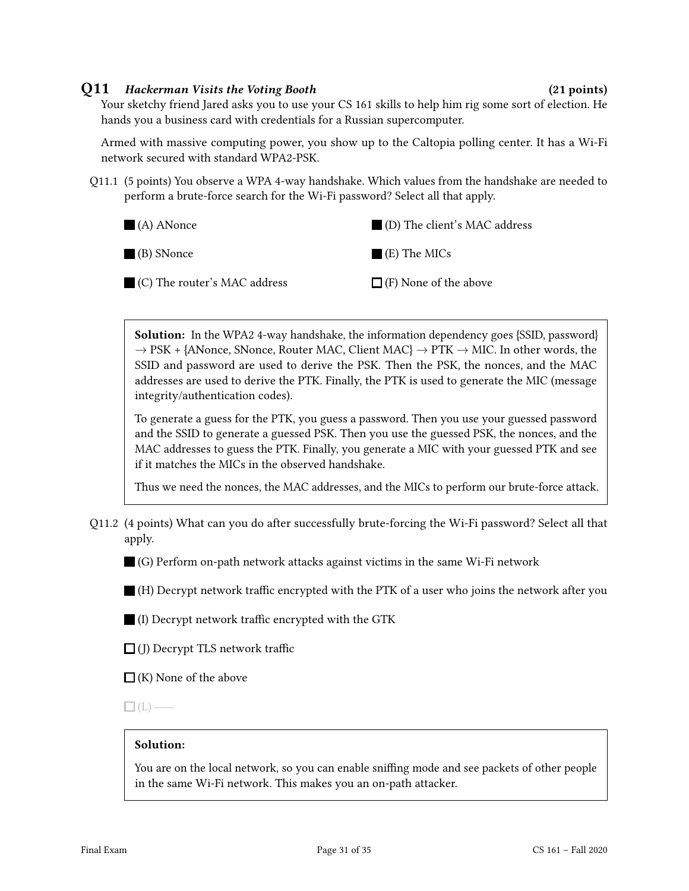## Q11 *Hackerman Visits the Voting Booth* (21 points)

Your sketchy friend Jared asks you to use your CS 161 skills to help him rig some sort of election. He hands you a business card with credentials for a Russian supercomputer.

Armed with massive computing power, you show up to the Caltopia polling center. It has a Wi-Fi network secured with standard WPA2-PSK.

Q11.1 (5 points) You observe a WPA 4-way handshake. Which values from the handshake are needed to perform a brute-force search for the Wi-Fi password? Select all that apply.

■ (A) ANonce

■ (B) SNonce

■ (C) The router's MAC address

■ (D) The client's MAC address

■ (E) The MICs

☐ (F) None of the above

> **Solution:** In the WPA2 4-way handshake, the information dependency goes {SSID, password} → PSK + {ANonce, SNonce, Router MAC, Client MAC} → PTK → MIC. In other words, the SSID and password are used to derive the PSK. Then the PSK, the nonces, and the MAC addresses are used to derive the PTK. Finally, the PTK is used to generate the MIC (message integrity/authentication codes).
>
> To generate a guess for the PTK, you guess a password. Then you use your guessed password and the SSID to generate a guessed PSK. Then you use the guessed PSK, the nonces, and the MAC addresses to guess the PTK. Finally, you generate a MIC with your guessed PTK and see if it matches the MICs in the observed handshake.
>
> Thus we need the nonces, the MAC addresses, and the MICs to perform our brute-force attack.

Q11.2 (4 points) What can you do after successfully brute-forcing the Wi-Fi password? Select all that apply.

■ (G) Perform on-path network attacks against victims in the same Wi-Fi network

■ (H) Decrypt network traffic encrypted with the PTK of a user who joins the network after you

■ (I) Decrypt network traffic encrypted with the GTK

☐ (J) Decrypt TLS network traffic

☐ (K) None of the above

☐ (L) ——

> **Solution:**
>
> You are on the local network, so you can enable sniffing mode and see packets of other people in the same Wi-Fi network. This makes you an on-path attacker.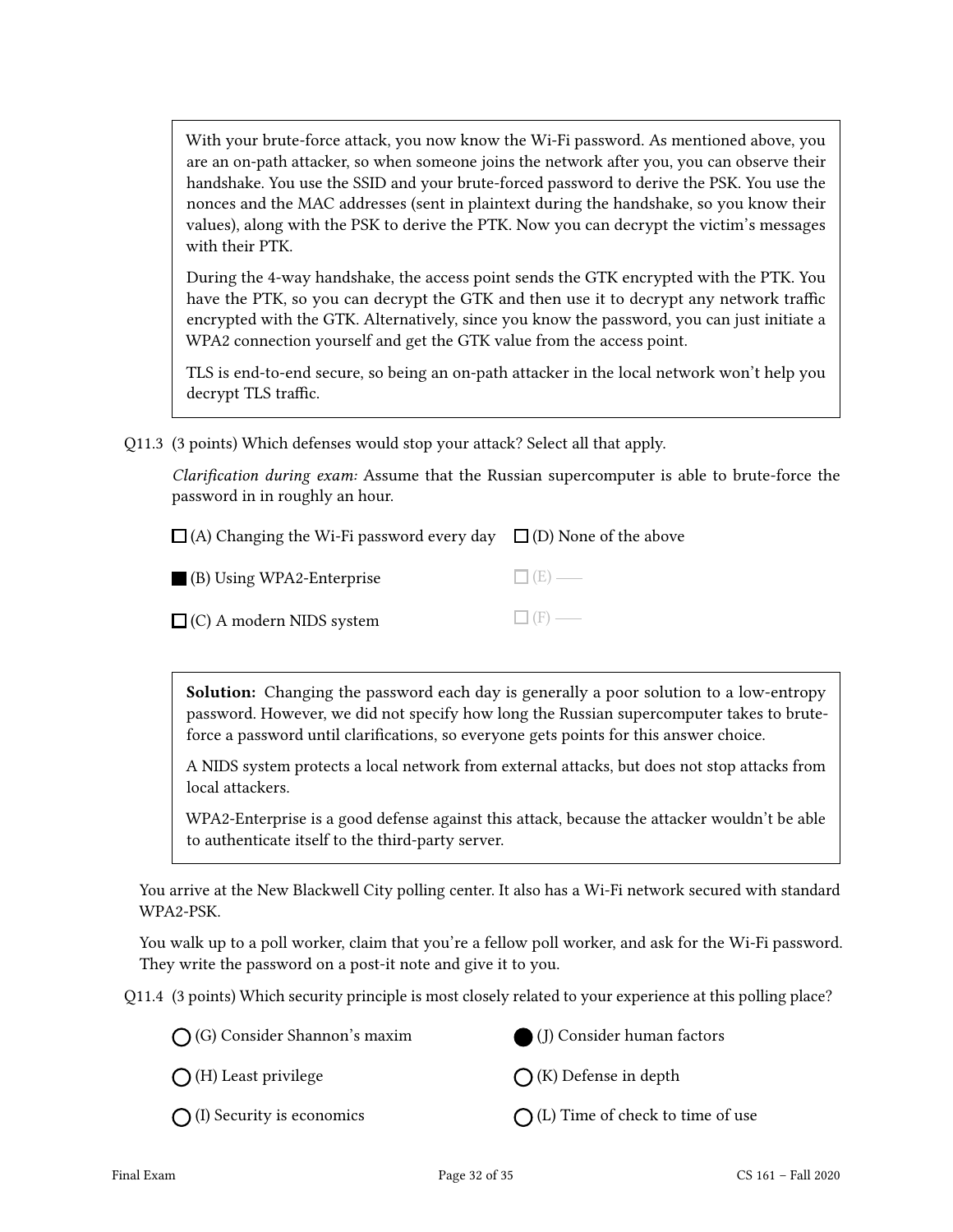With your brute-force attack, you now know the Wi-Fi password. As mentioned above, you are an on-path attacker, so when someone joins the network after you, you can observe their handshake. You use the SSID and your brute-forced password to derive the PSK. You use the nonces and the MAC addresses (sent in plaintext during the handshake, so you know their values), along with the PSK to derive the PTK. Now you can decrypt the victim's messages with their PTK.

During the 4-way handshake, the access point sends the GTK encrypted with the PTK. You have the PTK, so you can decrypt the GTK and then use it to decrypt any network traffic encrypted with the GTK. Alternatively, since you know the password, you can just initiate a WPA2 connection yourself and get the GTK value from the access point.

TLS is end-to-end secure, so being an on-path attacker in the local network won't help you decrypt TLS traffic.

Q11.3 (3 points) Which defenses would stop your attack? Select all that apply.

*Clarification during exam:* Assume that the Russian supercomputer is able to brute-force the password in in roughly an hour.

- ☐ (A) Changing the Wi-Fi password every day
- ■ (B) Using WPA2-Enterprise
- ☐ (C) A modern NIDS system
- ☐ (D) None of the above
- ☐ (E) ——
- ☐ (F) ——

**Solution:** Changing the password each day is generally a poor solution to a low-entropy password. However, we did not specify how long the Russian supercomputer takes to brute-force a password until clarifications, so everyone gets points for this answer choice.

A NIDS system protects a local network from external attacks, but does not stop attacks from local attackers.

WPA2-Enterprise is a good defense against this attack, because the attacker wouldn't be able to authenticate itself to the third-party server.

You arrive at the New Blackwell City polling center. It also has a Wi-Fi network secured with standard WPA2-PSK.

You walk up to a poll worker, claim that you're a fellow poll worker, and ask for the Wi-Fi password. They write the password on a post-it note and give it to you.

Q11.4 (3 points) Which security principle is most closely related to your experience at this polling place?

- ○ (G) Consider Shannon's maxim
- ○ (H) Least privilege
- ○ (I) Security is economics
- ● (J) Consider human factors
- ○ (K) Defense in depth
- ○ (L) Time of check to time of use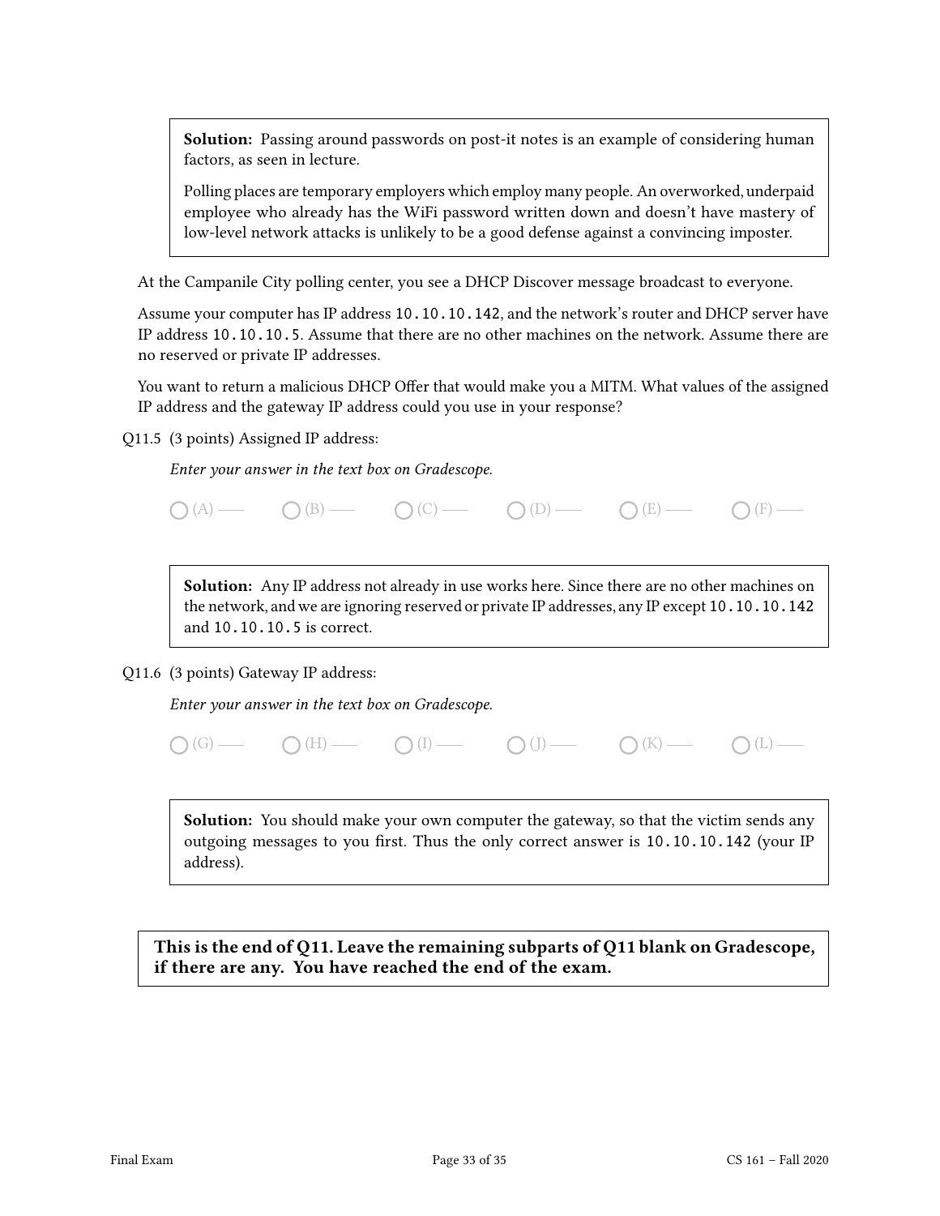**Solution:** Passing around passwords on post-it notes is an example of considering human factors, as seen in lecture.

Polling places are temporary employers which employ many people. An overworked, underpaid employee who already has the WiFi password written down and doesn't have mastery of low-level network attacks is unlikely to be a good defense against a convincing imposter.

At the Campanile City polling center, you see a DHCP Discover message broadcast to everyone.

Assume your computer has IP address `10.10.10.142`, and the network's router and DHCP server have IP address `10.10.10.5`. Assume that there are no other machines on the network. Assume there are no reserved or private IP addresses.

You want to return a malicious DHCP Offer that would make you a MITM. What values of the assigned IP address and the gateway IP address could you use in your response?

Q11.5 (3 points) Assigned IP address:

*Enter your answer in the text box on Gradescope.*

○ (A) —— ○ (B) —— ○ (C) —— ○ (D) —— ○ (E) —— ○ (F) ——

**Solution:** Any IP address not already in use works here. Since there are no other machines on the network, and we are ignoring reserved or private IP addresses, any IP except `10.10.10.142` and `10.10.10.5` is correct.

Q11.6 (3 points) Gateway IP address:

*Enter your answer in the text box on Gradescope.*

○ (G) —— ○ (H) —— ○ (I) —— ○ (J) —— ○ (K) —— ○ (L) ——

**Solution:** You should make your own computer the gateway, so that the victim sends any outgoing messages to you first. Thus the only correct answer is `10.10.10.142` (your IP address).

**This is the end of Q11. Leave the remaining subparts of Q11 blank on Gradescope, if there are any. You have reached the end of the exam.**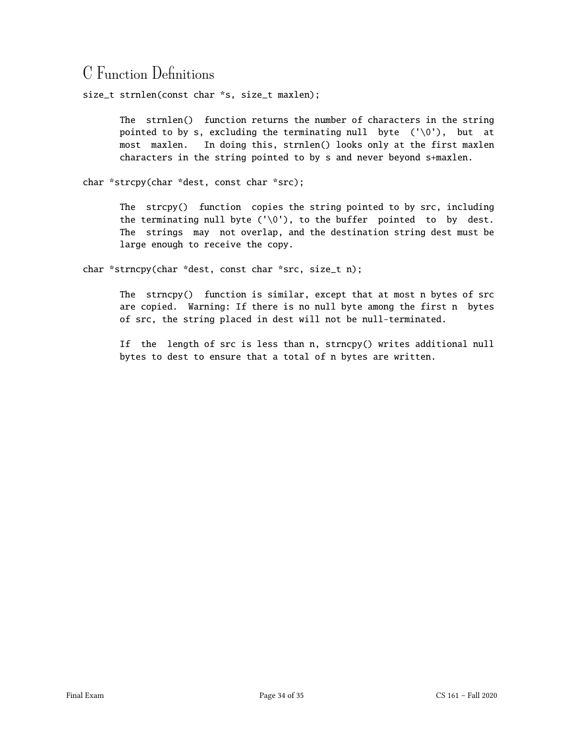# C Function Definitions

```
size_t strnlen(const char *s, size_t maxlen);

       The  strnlen()  function returns the number of characters in the string
       pointed to by s, excluding the terminating null  byte  ('\0'),  but  at
       most  maxlen.   In doing this, strnlen() looks only at the first maxlen
       characters in the string pointed to by s and never beyond s+maxlen.

char *strcpy(char *dest, const char *src);

       The  strcpy()  function  copies the string pointed to by src, including
       the terminating null byte ('\0'), to the buffer  pointed  to  by  dest.
       The  strings  may  not overlap, and the destination string dest must be
       large enough to receive the copy.

char *strncpy(char *dest, const char *src, size_t n);

       The  strncpy()  function is similar, except that at most n bytes of src
       are copied.  Warning: If there is no null byte among the first n  bytes
       of src, the string placed in dest will not be null-terminated.

       If  the  length of src is less than n, strncpy() writes additional null
       bytes to dest to ensure that a total of n bytes are written.
```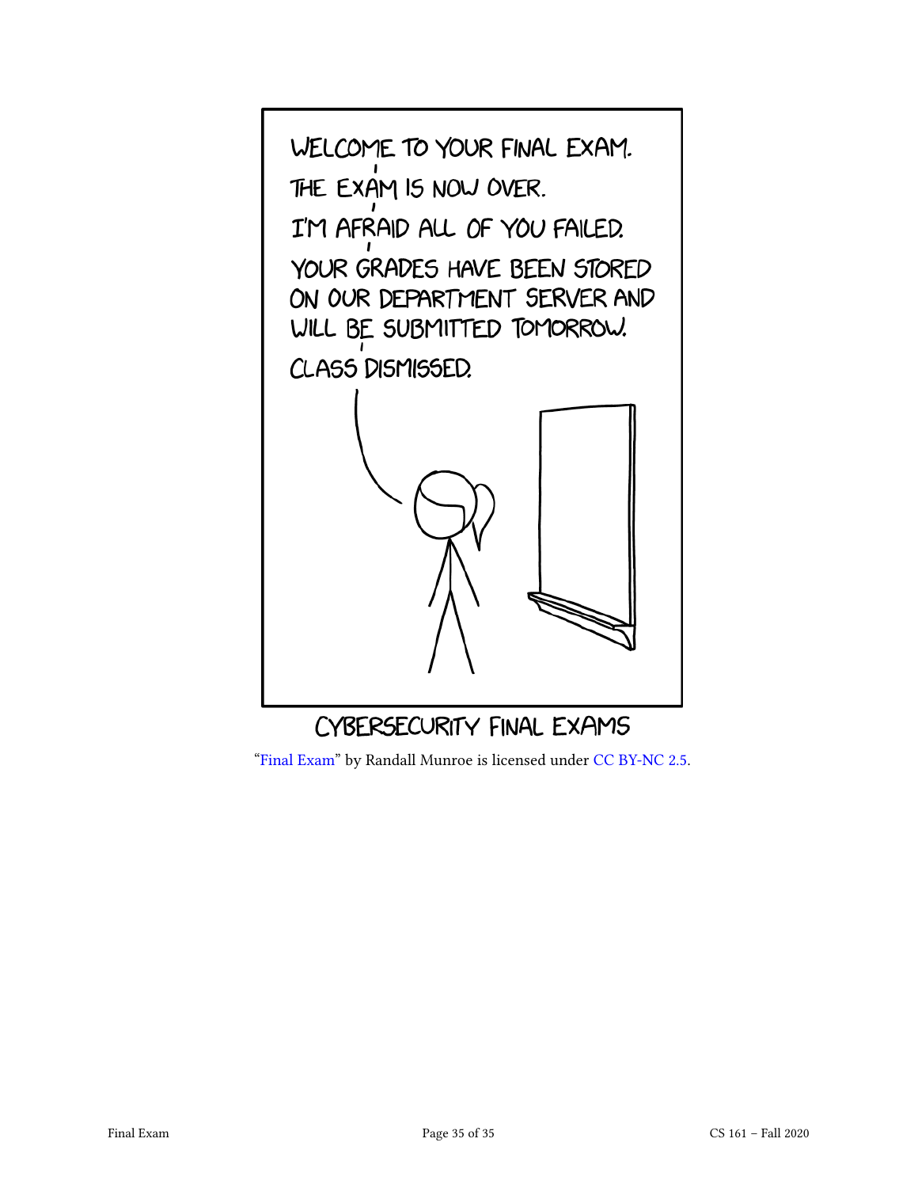"[Final Exam]" by Randall Munroe is licensed under [CC BY-NC 2.5].